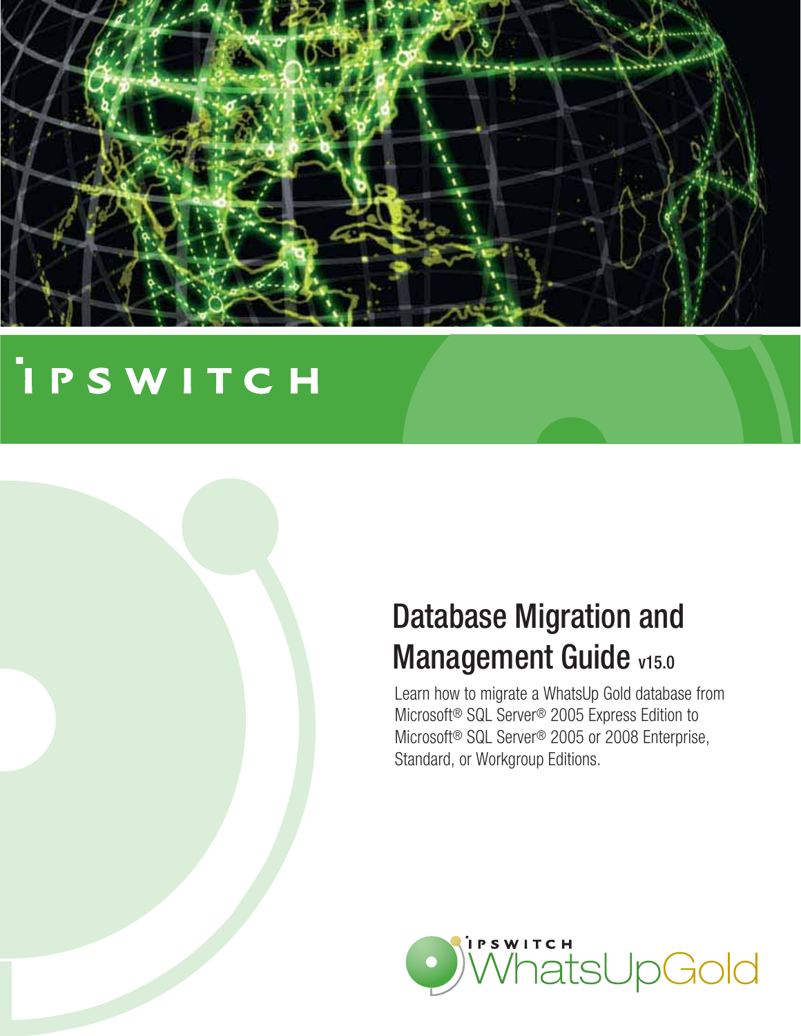IPSWITCH

# Database Migration and Management Guide v15.0

Learn how to migrate a WhatsUp Gold database from Microsoft® SQL Server® 2005 Express Edition to Microsoft® SQL Server® 2005 or 2008 Enterprise, Standard, or Workgroup Editions.

IPSWITCH WhatsUpGold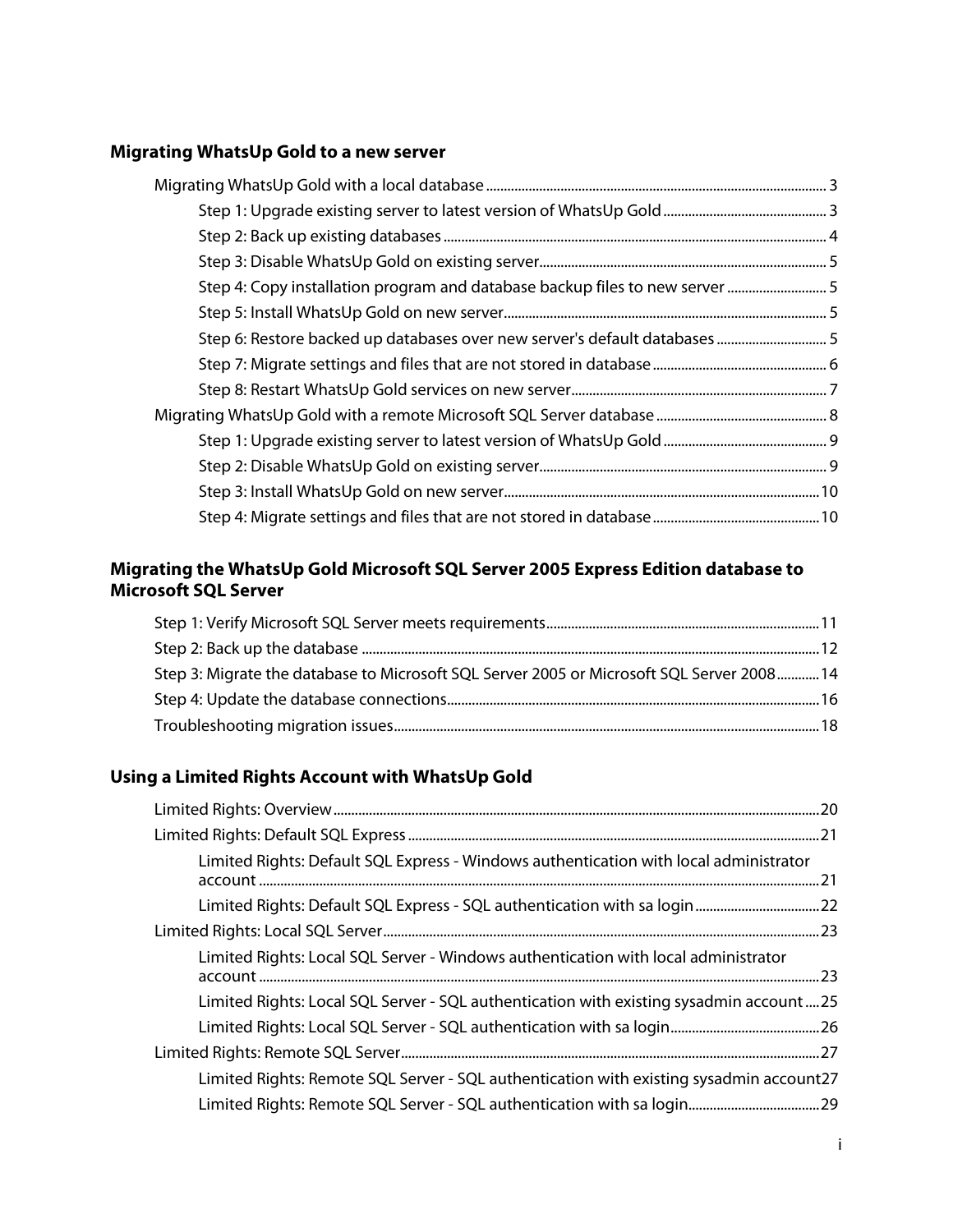## Migrating WhatsUp Gold to a new server

- Migrating WhatsUp Gold with a local database ........ 3
  - Step 1: Upgrade existing server to latest version of WhatsUp Gold ........ 3
  - Step 2: Back up existing databases ........ 4
  - Step 3: Disable WhatsUp Gold on existing server ........ 5
  - Step 4: Copy installation program and database backup files to new server ........ 5
  - Step 5: Install WhatsUp Gold on new server ........ 5
  - Step 6: Restore backed up databases over new server's default databases ........ 5
  - Step 7: Migrate settings and files that are not stored in database ........ 6
  - Step 8: Restart WhatsUp Gold services on new server ........ 7
- Migrating WhatsUp Gold with a remote Microsoft SQL Server database ........ 8
  - Step 1: Upgrade existing server to latest version of WhatsUp Gold ........ 9
  - Step 2: Disable WhatsUp Gold on existing server ........ 9
  - Step 3: Install WhatsUp Gold on new server ........ 10
  - Step 4: Migrate settings and files that are not stored in database ........ 10

## Migrating the WhatsUp Gold Microsoft SQL Server 2005 Express Edition database to Microsoft SQL Server

- Step 1: Verify Microsoft SQL Server meets requirements ........ 11
- Step 2: Back up the database ........ 12
- Step 3: Migrate the database to Microsoft SQL Server 2005 or Microsoft SQL Server 2008 ........ 14
- Step 4: Update the database connections ........ 16
- Troubleshooting migration issues ........ 18

## Using a Limited Rights Account with WhatsUp Gold

- Limited Rights: Overview ........ 20
- Limited Rights: Default SQL Express ........ 21
  - Limited Rights: Default SQL Express - Windows authentication with local administrator account ........ 21
  - Limited Rights: Default SQL Express - SQL authentication with sa login ........ 22
- Limited Rights: Local SQL Server ........ 23
  - Limited Rights: Local SQL Server - Windows authentication with local administrator account ........ 23
  - Limited Rights: Local SQL Server - SQL authentication with existing sysadmin account ........ 25
  - Limited Rights: Local SQL Server - SQL authentication with sa login ........ 26
- Limited Rights: Remote SQL Server ........ 27
  - Limited Rights: Remote SQL Server - SQL authentication with existing sysadmin account ........ 27
  - Limited Rights: Remote SQL Server - SQL authentication with sa login ........ 29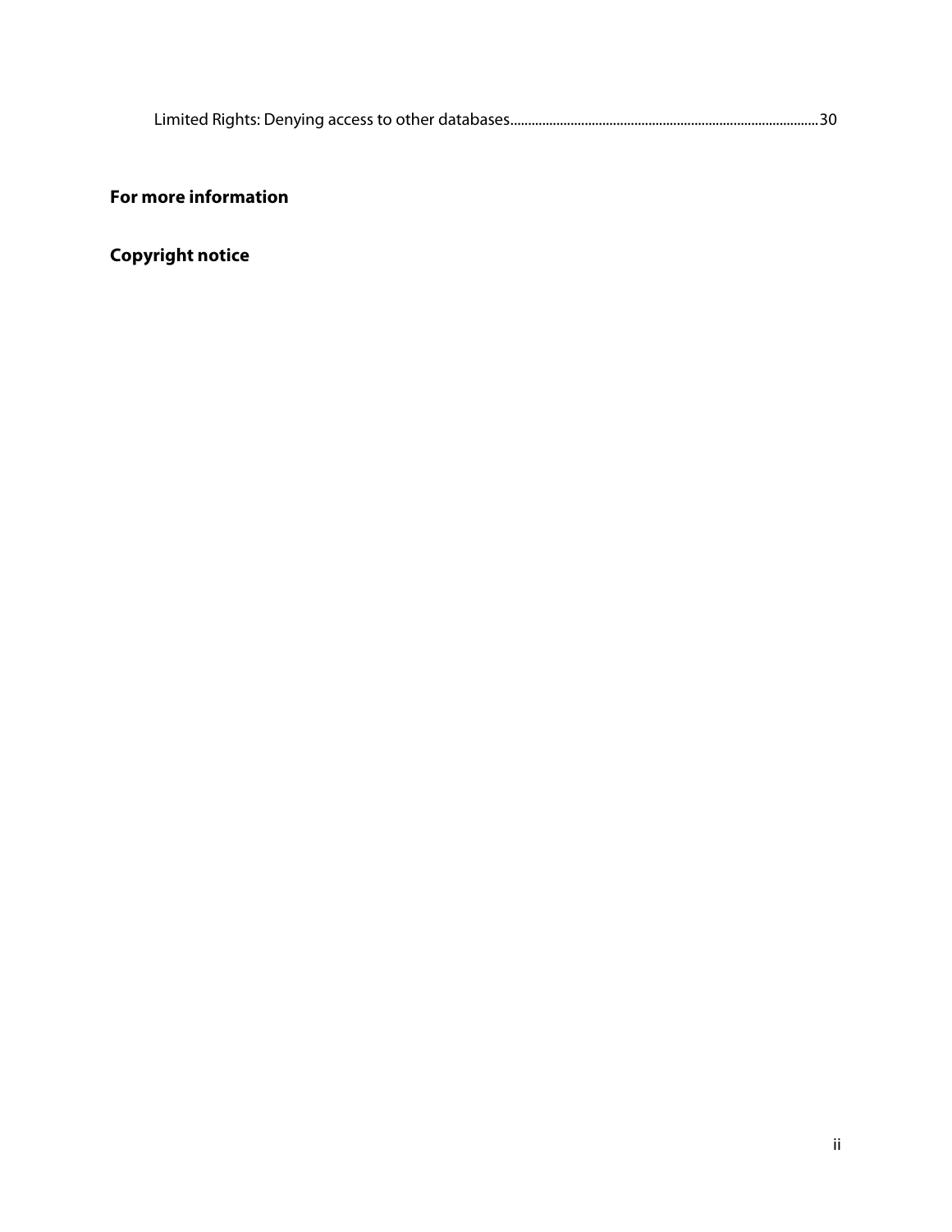Limited Rights: Denying access to other databases....................................................................................30

**For more information**

**Copyright notice**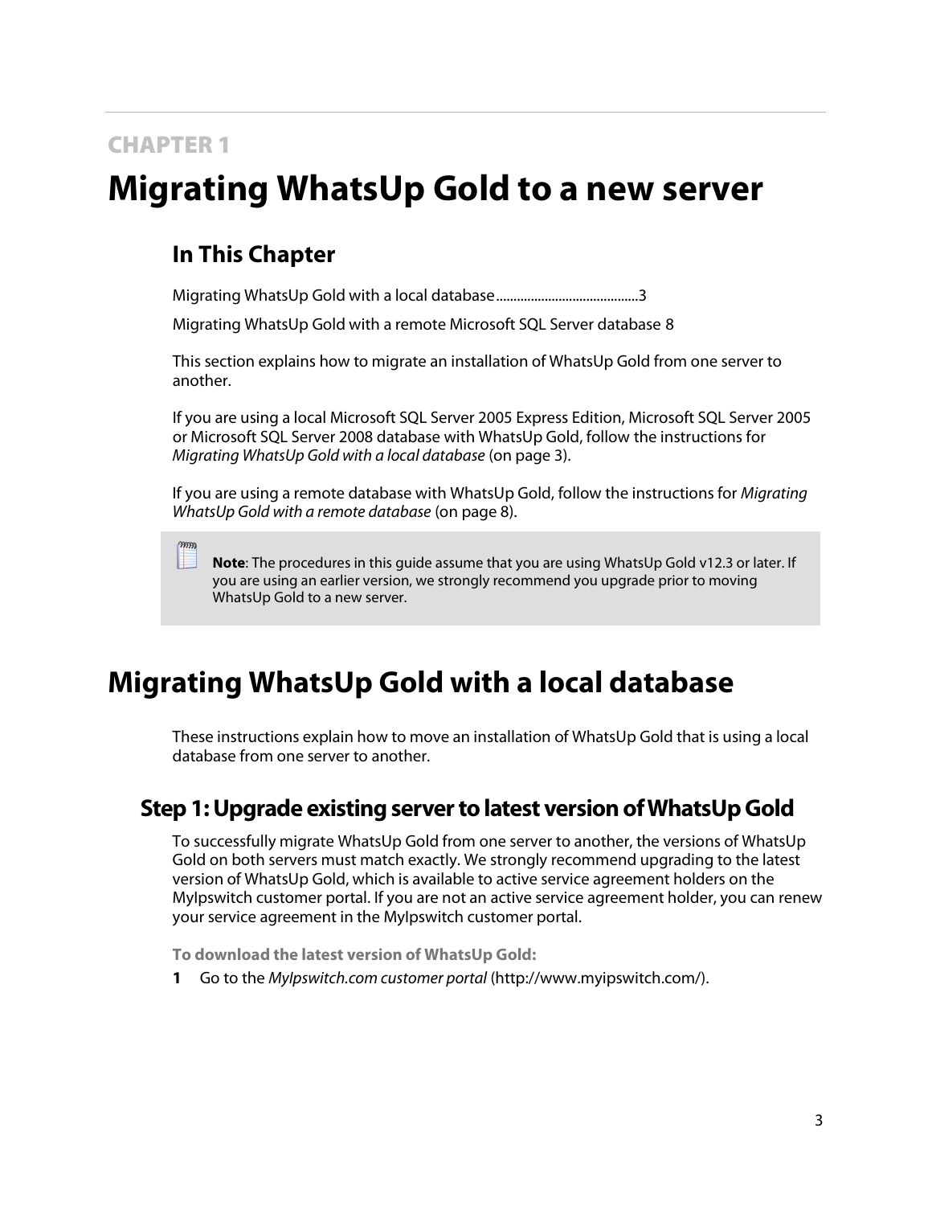# CHAPTER 1

# Migrating WhatsUp Gold to a new server

## In This Chapter

Migrating WhatsUp Gold with a local database.........................................3

Migrating WhatsUp Gold with a remote Microsoft SQL Server database 8

This section explains how to migrate an installation of WhatsUp Gold from one server to another.

If you are using a local Microsoft SQL Server 2005 Express Edition, Microsoft SQL Server 2005 or Microsoft SQL Server 2008 database with WhatsUp Gold, follow the instructions for *Migrating WhatsUp Gold with a local database* (on page 3).

If you are using a remote database with WhatsUp Gold, follow the instructions for *Migrating WhatsUp Gold with a remote database* (on page 8).

> **Note**: The procedures in this guide assume that you are using WhatsUp Gold v12.3 or later. If you are using an earlier version, we strongly recommend you upgrade prior to moving WhatsUp Gold to a new server.

# Migrating WhatsUp Gold with a local database

These instructions explain how to move an installation of WhatsUp Gold that is using a local database from one server to another.

## Step 1: Upgrade existing server to latest version of WhatsUp Gold

To successfully migrate WhatsUp Gold from one server to another, the versions of WhatsUp Gold on both servers must match exactly. We strongly recommend upgrading to the latest version of WhatsUp Gold, which is available to active service agreement holders on the MyIpswitch customer portal. If you are not an active service agreement holder, you can renew your service agreement in the MyIpswitch customer portal.

**To download the latest version of WhatsUp Gold:**

1 Go to the *MyIpswitch.com customer portal* (http://www.myipswitch.com/).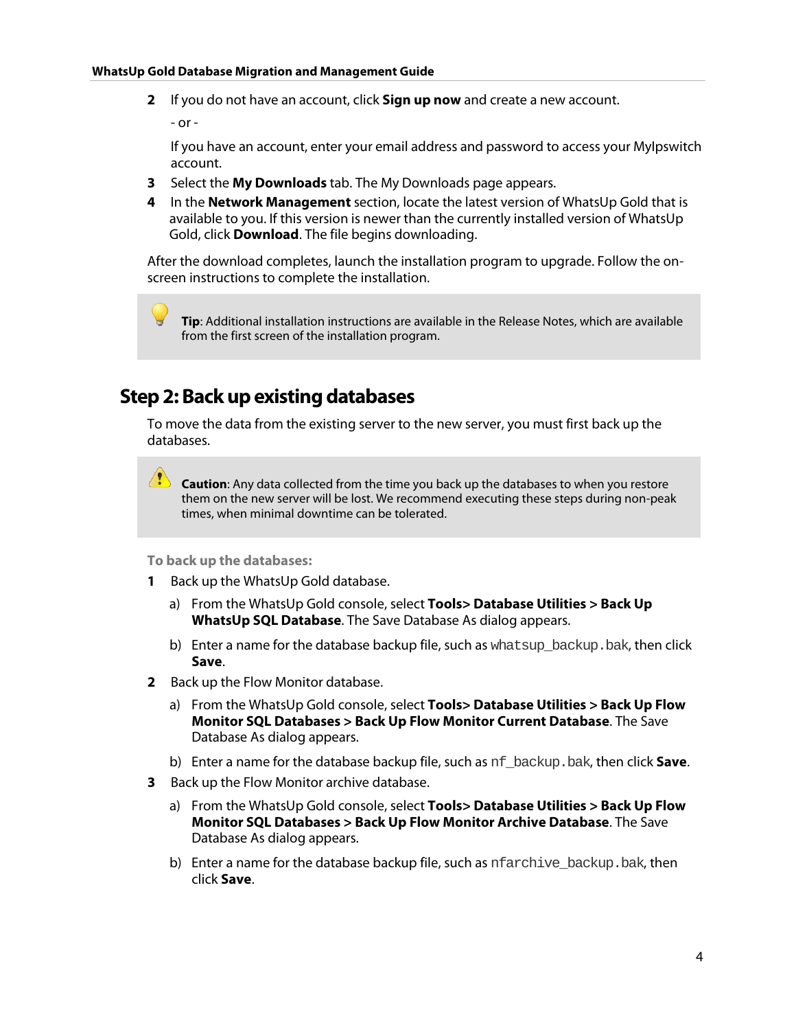2 If you do not have an account, click **Sign up now** and create a new account.

   - or -

   If you have an account, enter your email address and password to access your MyIpswitch account.

3 Select the **My Downloads** tab. The My Downloads page appears.

4 In the **Network Management** section, locate the latest version of WhatsUp Gold that is available to you. If this version is newer than the currently installed version of WhatsUp Gold, click **Download**. The file begins downloading.

After the download completes, launch the installation program to upgrade. Follow the on-screen instructions to complete the installation.

> **Tip**: Additional installation instructions are available in the Release Notes, which are available from the first screen of the installation program.

## Step 2: Back up existing databases

To move the data from the existing server to the new server, you must first back up the databases.

> **Caution**: Any data collected from the time you back up the databases to when you restore them on the new server will be lost. We recommend executing these steps during non-peak times, when minimal downtime can be tolerated.

**To back up the databases:**

1 Back up the WhatsUp Gold database.

   a) From the WhatsUp Gold console, select **Tools> Database Utilities > Back Up WhatsUp SQL Database**. The Save Database As dialog appears.

   b) Enter a name for the database backup file, such as `whatsup_backup.bak`, then click **Save**.

2 Back up the Flow Monitor database.

   a) From the WhatsUp Gold console, select **Tools> Database Utilities > Back Up Flow Monitor SQL Databases > Back Up Flow Monitor Current Database**. The Save Database As dialog appears.

   b) Enter a name for the database backup file, such as `nf_backup.bak`, then click **Save**.

3 Back up the Flow Monitor archive database.

   a) From the WhatsUp Gold console, select **Tools> Database Utilities > Back Up Flow Monitor SQL Databases > Back Up Flow Monitor Archive Database**. The Save Database As dialog appears.

   b) Enter a name for the database backup file, such as `nfarchive_backup.bak`, then click **Save**.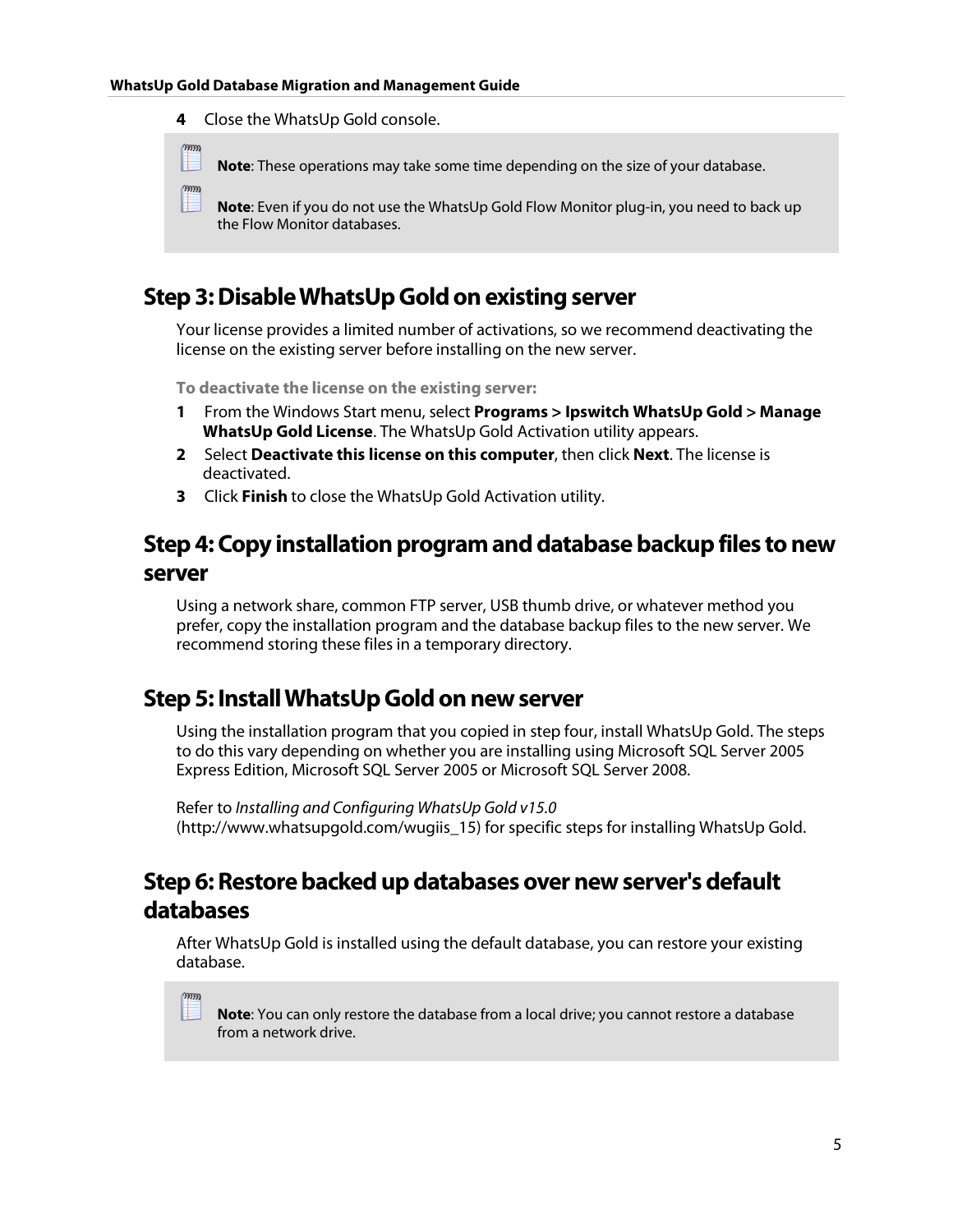4. Close the WhatsUp Gold console.

> **Note**: These operations may take some time depending on the size of your database.
>
> **Note**: Even if you do not use the WhatsUp Gold Flow Monitor plug-in, you need to back up the Flow Monitor databases.

## Step 3: Disable WhatsUp Gold on existing server

Your license provides a limited number of activations, so we recommend deactivating the license on the existing server before installing on the new server.

**To deactivate the license on the existing server:**

1. From the Windows Start menu, select **Programs > Ipswitch WhatsUp Gold > Manage WhatsUp Gold License**. The WhatsUp Gold Activation utility appears.
2. Select **Deactivate this license on this computer**, then click **Next**. The license is deactivated.
3. Click **Finish** to close the WhatsUp Gold Activation utility.

## Step 4: Copy installation program and database backup files to new server

Using a network share, common FTP server, USB thumb drive, or whatever method you prefer, copy the installation program and the database backup files to the new server. We recommend storing these files in a temporary directory.

## Step 5: Install WhatsUp Gold on new server

Using the installation program that you copied in step four, install WhatsUp Gold. The steps to do this vary depending on whether you are installing using Microsoft SQL Server 2005 Express Edition, Microsoft SQL Server 2005 or Microsoft SQL Server 2008.

Refer to *Installing and Configuring WhatsUp Gold v15.0* (http://www.whatsupgold.com/wugiis_15) for specific steps for installing WhatsUp Gold.

## Step 6: Restore backed up databases over new server's default databases

After WhatsUp Gold is installed using the default database, you can restore your existing database.

> **Note**: You can only restore the database from a local drive; you cannot restore a database from a network drive.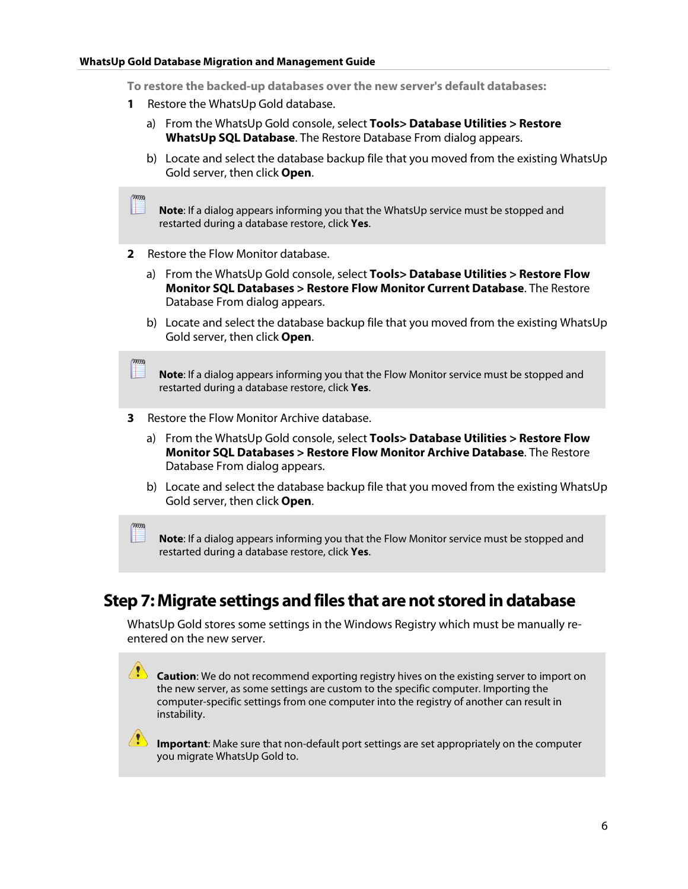**To restore the backed-up databases over the new server's default databases:**

1. Restore the WhatsUp Gold database.

   a) From the WhatsUp Gold console, select **Tools> Database Utilities > Restore WhatsUp SQL Database**. The Restore Database From dialog appears.

   b) Locate and select the database backup file that you moved from the existing WhatsUp Gold server, then click **Open**.

> **Note**: If a dialog appears informing you that the WhatsUp service must be stopped and restarted during a database restore, click **Yes**.

2. Restore the Flow Monitor database.

   a) From the WhatsUp Gold console, select **Tools> Database Utilities > Restore Flow Monitor SQL Databases > Restore Flow Monitor Current Database**. The Restore Database From dialog appears.

   b) Locate and select the database backup file that you moved from the existing WhatsUp Gold server, then click **Open**.

> **Note**: If a dialog appears informing you that the Flow Monitor service must be stopped and restarted during a database restore, click **Yes**.

3. Restore the Flow Monitor Archive database.

   a) From the WhatsUp Gold console, select **Tools> Database Utilities > Restore Flow Monitor SQL Databases > Restore Flow Monitor Archive Database**. The Restore Database From dialog appears.

   b) Locate and select the database backup file that you moved from the existing WhatsUp Gold server, then click **Open**.

> **Note**: If a dialog appears informing you that the Flow Monitor service must be stopped and restarted during a database restore, click **Yes**.

## Step 7: Migrate settings and files that are not stored in database

WhatsUp Gold stores some settings in the Windows Registry which must be manually re-entered on the new server.

> **Caution**: We do not recommend exporting registry hives on the existing server to import on the new server, as some settings are custom to the specific computer. Importing the computer-specific settings from one computer into the registry of another can result in instability.
>
> **Important**: Make sure that non-default port settings are set appropriately on the computer you migrate WhatsUp Gold to.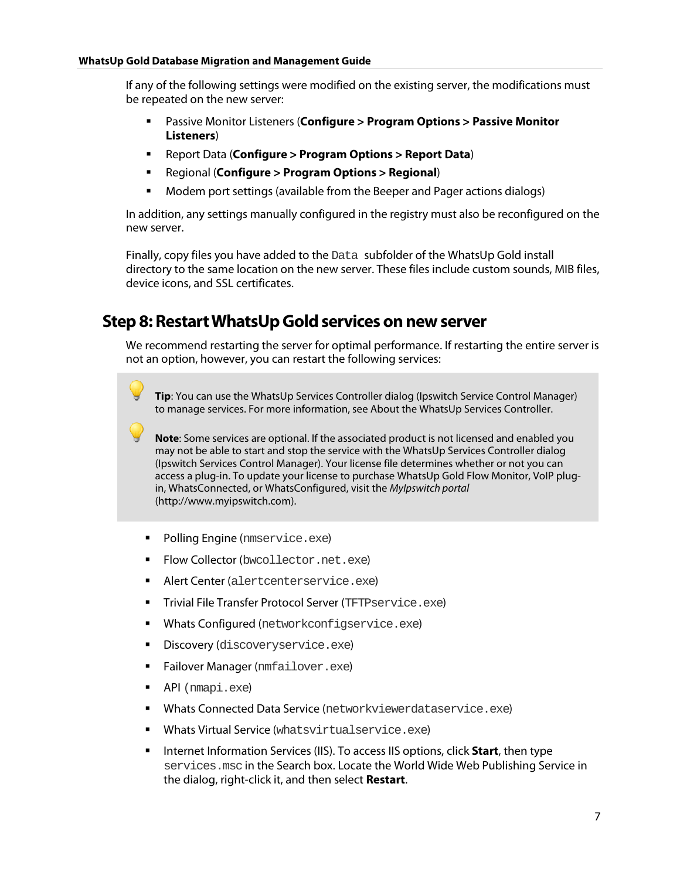If any of the following settings were modified on the existing server, the modifications must be repeated on the new server:

- Passive Monitor Listeners (**Configure > Program Options > Passive Monitor Listeners**)
- Report Data (**Configure > Program Options > Report Data**)
- Regional (**Configure > Program Options > Regional**)
- Modem port settings (available from the Beeper and Pager actions dialogs)

In addition, any settings manually configured in the registry must also be reconfigured on the new server.

Finally, copy files you have added to the `Data` subfolder of the WhatsUp Gold install directory to the same location on the new server. These files include custom sounds, MIB files, device icons, and SSL certificates.

## Step 8: Restart WhatsUp Gold services on new server

We recommend restarting the server for optimal performance. If restarting the entire server is not an option, however, you can restart the following services:

> **Tip**: You can use the WhatsUp Services Controller dialog (Ipswitch Service Control Manager) to manage services. For more information, see About the WhatsUp Services Controller.
>
> **Note**: Some services are optional. If the associated product is not licensed and enabled you may not be able to start and stop the service with the WhatsUp Services Controller dialog (Ipswitch Services Control Manager). Your license file determines whether or not you can access a plug-in. To update your license to purchase WhatsUp Gold Flow Monitor, VoIP plug-in, WhatsConnected, or WhatsConfigured, visit the *MyIpswitch portal* (http://www.myipswitch.com).

- Polling Engine (`nmservice.exe`)
- Flow Collector (`bwcollector.net.exe`)
- Alert Center (`alertcenterservice.exe`)
- Trivial File Transfer Protocol Server (`TFTPservice.exe`)
- Whats Configured (`networkconfigservice.exe`)
- Discovery (`discoveryservice.exe`)
- Failover Manager (`nmfailover.exe`)
- API (`nmapi.exe`)
- Whats Connected Data Service (`networkviewerdataservice.exe`)
- Whats Virtual Service (`whatsvirtualservice.exe`)
- Internet Information Services (IIS). To access IIS options, click **Start**, then type `services.msc` in the Search box. Locate the World Wide Web Publishing Service in the dialog, right-click it, and then select **Restart**.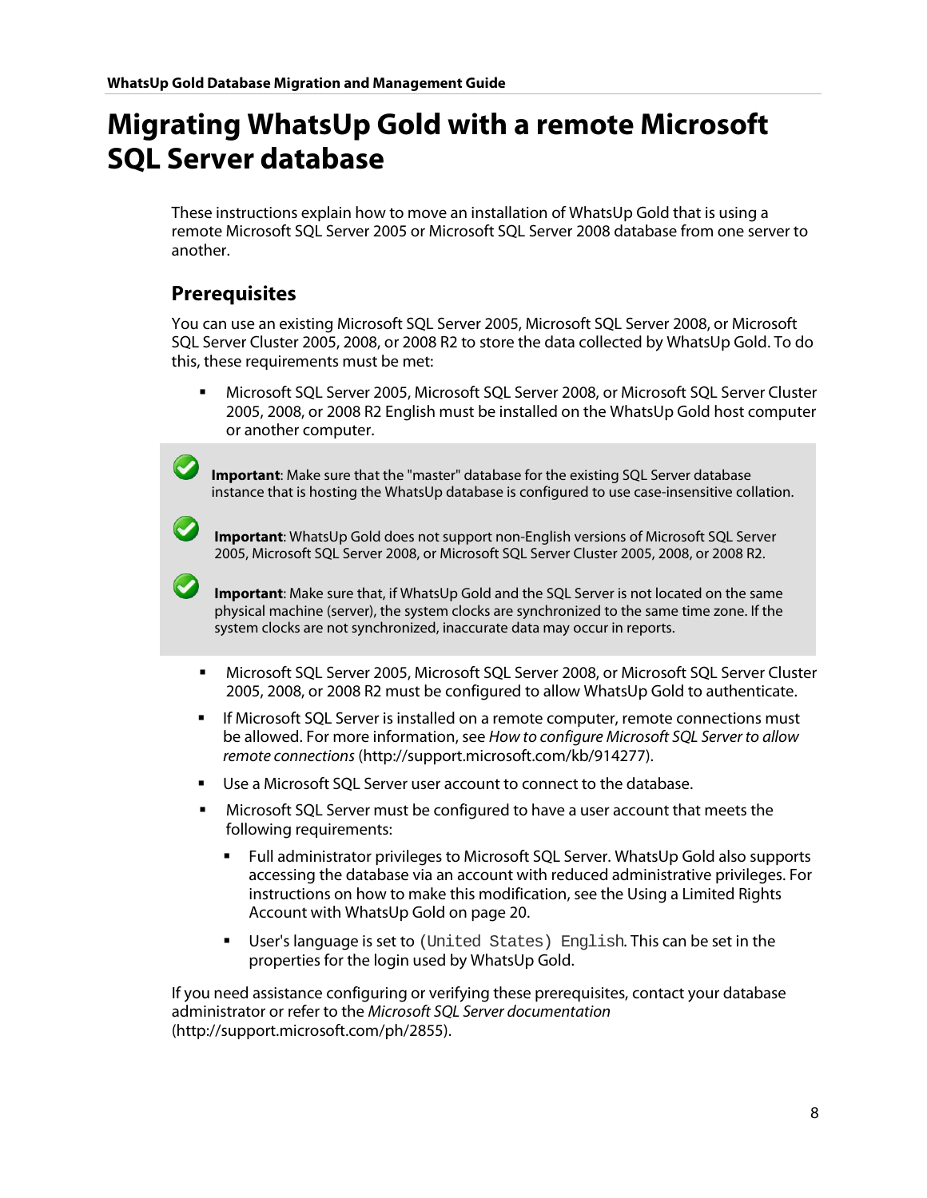# Migrating WhatsUp Gold with a remote Microsoft SQL Server database

These instructions explain how to move an installation of WhatsUp Gold that is using a remote Microsoft SQL Server 2005 or Microsoft SQL Server 2008 database from one server to another.

## Prerequisites

You can use an existing Microsoft SQL Server 2005, Microsoft SQL Server 2008, or Microsoft SQL Server Cluster 2005, 2008, or 2008 R2 to store the data collected by WhatsUp Gold. To do this, these requirements must be met:

- Microsoft SQL Server 2005, Microsoft SQL Server 2008, or Microsoft SQL Server Cluster 2005, 2008, or 2008 R2 English must be installed on the WhatsUp Gold host computer or another computer.

> **Important**: Make sure that the "master" database for the existing SQL Server database instance that is hosting the WhatsUp database is configured to use case-insensitive collation.
>
> **Important**: WhatsUp Gold does not support non-English versions of Microsoft SQL Server 2005, Microsoft SQL Server 2008, or Microsoft SQL Server Cluster 2005, 2008, or 2008 R2.
>
> **Important**: Make sure that, if WhatsUp Gold and the SQL Server is not located on the same physical machine (server), the system clocks are synchronized to the same time zone. If the system clocks are not synchronized, inaccurate data may occur in reports.

- Microsoft SQL Server 2005, Microsoft SQL Server 2008, or Microsoft SQL Server Cluster 2005, 2008, or 2008 R2 must be configured to allow WhatsUp Gold to authenticate.
- If Microsoft SQL Server is installed on a remote computer, remote connections must be allowed. For more information, see *How to configure Microsoft SQL Server to allow remote connections* (http://support.microsoft.com/kb/914277).
- Use a Microsoft SQL Server user account to connect to the database.
- Microsoft SQL Server must be configured to have a user account that meets the following requirements:
  - Full administrator privileges to Microsoft SQL Server. WhatsUp Gold also supports accessing the database via an account with reduced administrative privileges. For instructions on how to make this modification, see the Using a Limited Rights Account with WhatsUp Gold on page 20.
  - User's language is set to `(United States) English`. This can be set in the properties for the login used by WhatsUp Gold.

If you need assistance configuring or verifying these prerequisites, contact your database administrator or refer to the *Microsoft SQL Server documentation* (http://support.microsoft.com/ph/2855).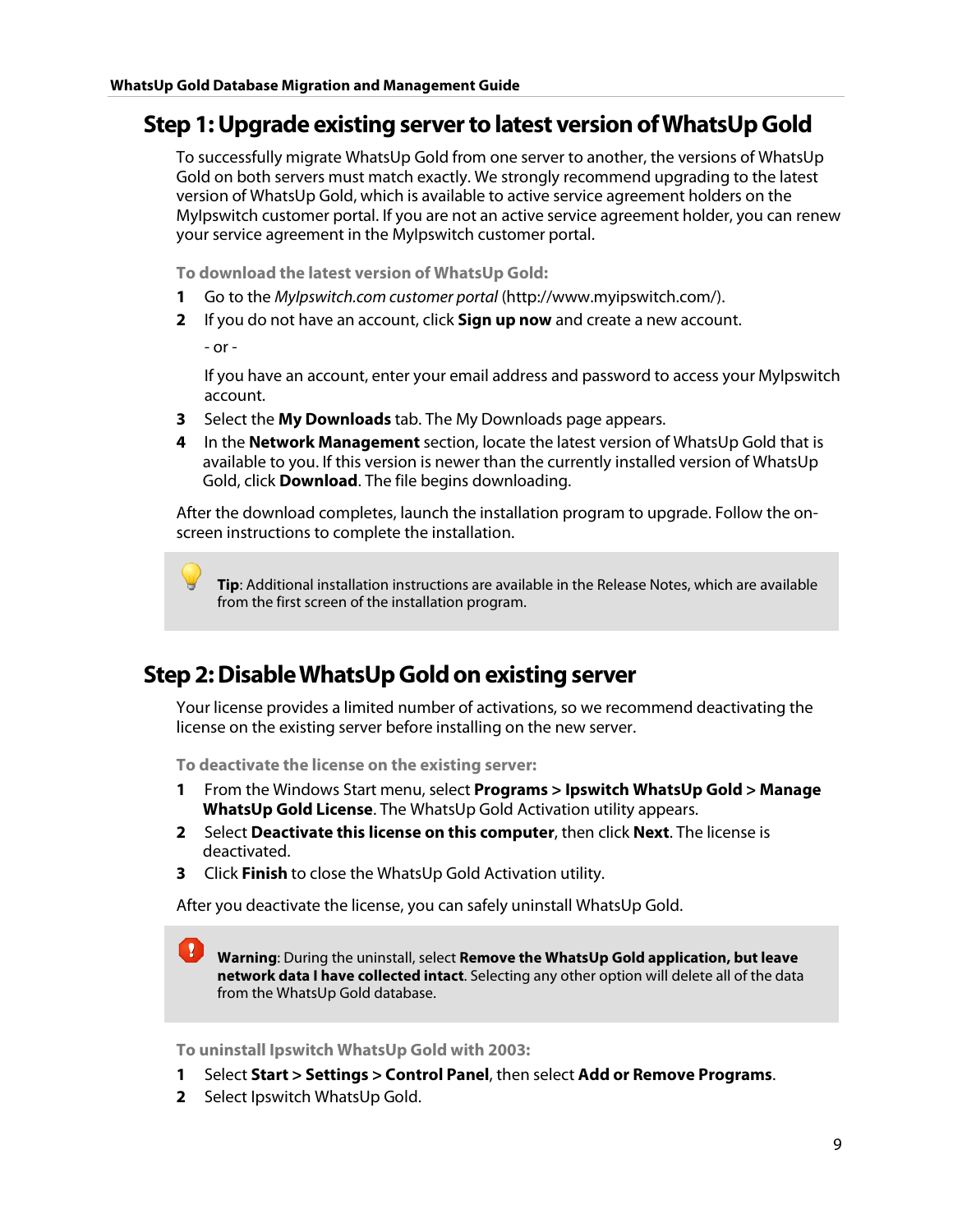## Step 1: Upgrade existing server to latest version of WhatsUp Gold

To successfully migrate WhatsUp Gold from one server to another, the versions of WhatsUp Gold on both servers must match exactly. We strongly recommend upgrading to the latest version of WhatsUp Gold, which is available to active service agreement holders on the MyIpswitch customer portal. If you are not an active service agreement holder, you can renew your service agreement in the MyIpswitch customer portal.

**To download the latest version of WhatsUp Gold:**

1. Go to the *MyIpswitch.com customer portal* (http://www.myipswitch.com/).
2. If you do not have an account, click **Sign up now** and create a new account.

   \- or -

   If you have an account, enter your email address and password to access your MyIpswitch account.
3. Select the **My Downloads** tab. The My Downloads page appears.
4. In the **Network Management** section, locate the latest version of WhatsUp Gold that is available to you. If this version is newer than the currently installed version of WhatsUp Gold, click **Download**. The file begins downloading.

After the download completes, launch the installation program to upgrade. Follow the on-screen instructions to complete the installation.

> **Tip**: Additional installation instructions are available in the Release Notes, which are available from the first screen of the installation program.

## Step 2: Disable WhatsUp Gold on existing server

Your license provides a limited number of activations, so we recommend deactivating the license on the existing server before installing on the new server.

**To deactivate the license on the existing server:**

1. From the Windows Start menu, select **Programs > Ipswitch WhatsUp Gold > Manage WhatsUp Gold License**. The WhatsUp Gold Activation utility appears.
2. Select **Deactivate this license on this computer**, then click **Next**. The license is deactivated.
3. Click **Finish** to close the WhatsUp Gold Activation utility.

After you deactivate the license, you can safely uninstall WhatsUp Gold.

> **Warning**: During the uninstall, select **Remove the WhatsUp Gold application, but leave network data I have collected intact**. Selecting any other option will delete all of the data from the WhatsUp Gold database.

**To uninstall Ipswitch WhatsUp Gold with 2003:**

1. Select **Start > Settings > Control Panel**, then select **Add or Remove Programs**.
2. Select Ipswitch WhatsUp Gold.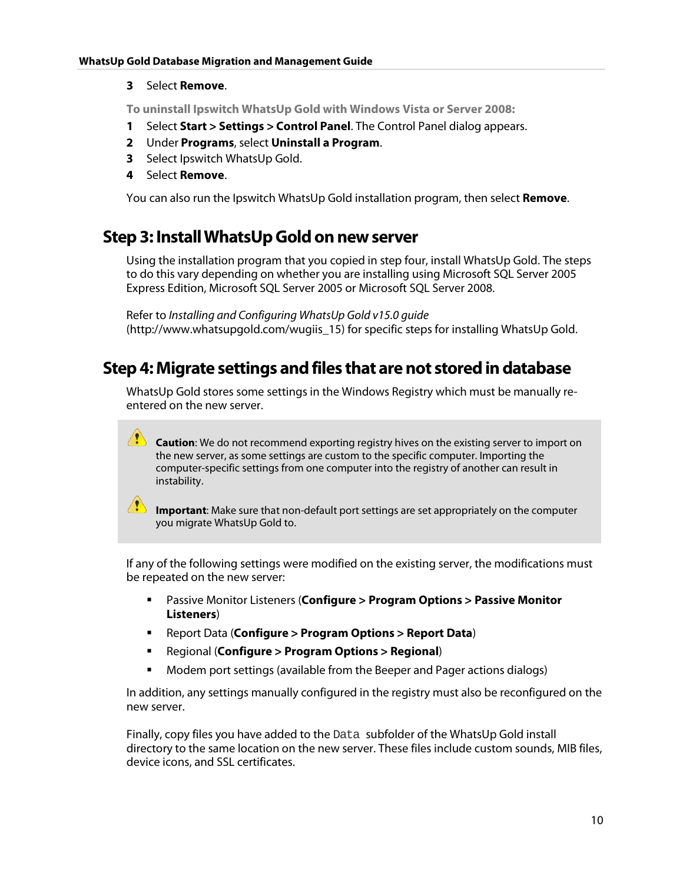3 Select **Remove**.

**To uninstall Ipswitch WhatsUp Gold with Windows Vista or Server 2008:**

1. Select **Start > Settings > Control Panel**. The Control Panel dialog appears.
2. Under **Programs**, select **Uninstall a Program**.
3. Select Ipswitch WhatsUp Gold.
4. Select **Remove**.

You can also run the Ipswitch WhatsUp Gold installation program, then select **Remove**.

## Step 3: Install WhatsUp Gold on new server

Using the installation program that you copied in step four, install WhatsUp Gold. The steps to do this vary depending on whether you are installing using Microsoft SQL Server 2005 Express Edition, Microsoft SQL Server 2005 or Microsoft SQL Server 2008.

Refer to *Installing and Configuring WhatsUp Gold v15.0 guide* (http://www.whatsupgold.com/wugiis_15) for specific steps for installing WhatsUp Gold.

## Step 4: Migrate settings and files that are not stored in database

WhatsUp Gold stores some settings in the Windows Registry which must be manually re-entered on the new server.

**Caution**: We do not recommend exporting registry hives on the existing server to import on the new server, as some settings are custom to the specific computer. Importing the computer-specific settings from one computer into the registry of another can result in instability.

**Important**: Make sure that non-default port settings are set appropriately on the computer you migrate WhatsUp Gold to.

If any of the following settings were modified on the existing server, the modifications must be repeated on the new server:

- Passive Monitor Listeners (**Configure > Program Options > Passive Monitor Listeners**)
- Report Data (**Configure > Program Options > Report Data**)
- Regional (**Configure > Program Options > Regional**)
- Modem port settings (available from the Beeper and Pager actions dialogs)

In addition, any settings manually configured in the registry must also be reconfigured on the new server.

Finally, copy files you have added to the `Data` subfolder of the WhatsUp Gold install directory to the same location on the new server. These files include custom sounds, MIB files, device icons, and SSL certificates.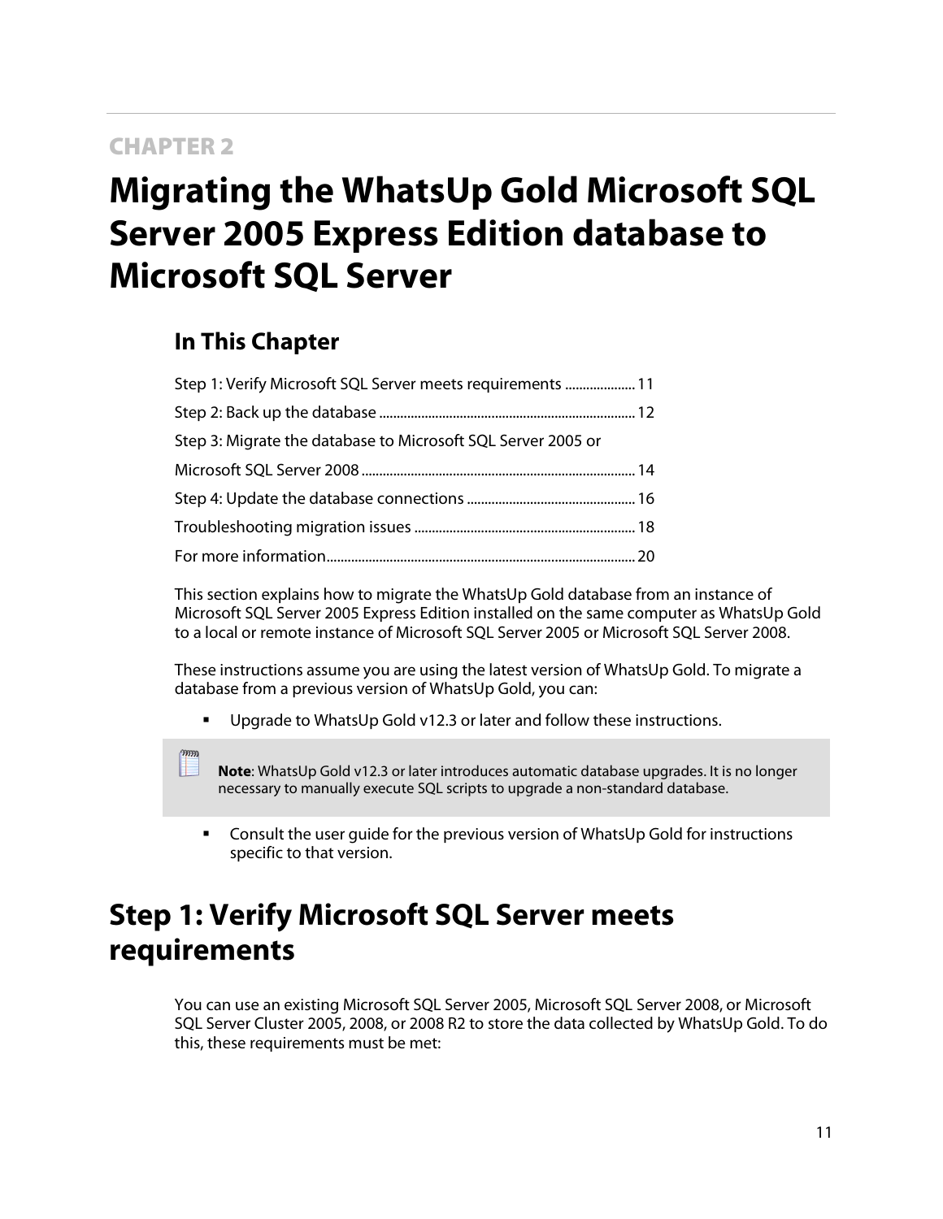CHAPTER 2

# Migrating the WhatsUp Gold Microsoft SQL Server 2005 Express Edition database to Microsoft SQL Server

## In This Chapter

Step 1: Verify Microsoft SQL Server meets requirements .................... 11
Step 2: Back up the database ......................................................................... 12
Step 3: Migrate the database to Microsoft SQL Server 2005 or Microsoft SQL Server 2008 ............................................................................. 14
Step 4: Update the database connections ................................................ 16
Troubleshooting migration issues ............................................................... 18
For more information....................................................................................... 20

This section explains how to migrate the WhatsUp Gold database from an instance of Microsoft SQL Server 2005 Express Edition installed on the same computer as WhatsUp Gold to a local or remote instance of Microsoft SQL Server 2005 or Microsoft SQL Server 2008.

These instructions assume you are using the latest version of WhatsUp Gold. To migrate a database from a previous version of WhatsUp Gold, you can:

- Upgrade to WhatsUp Gold v12.3 or later and follow these instructions.

> **Note**: WhatsUp Gold v12.3 or later introduces automatic database upgrades. It is no longer necessary to manually execute SQL scripts to upgrade a non-standard database.

- Consult the user guide for the previous version of WhatsUp Gold for instructions specific to that version.

# Step 1: Verify Microsoft SQL Server meets requirements

You can use an existing Microsoft SQL Server 2005, Microsoft SQL Server 2008, or Microsoft SQL Server Cluster 2005, 2008, or 2008 R2 to store the data collected by WhatsUp Gold. To do this, these requirements must be met: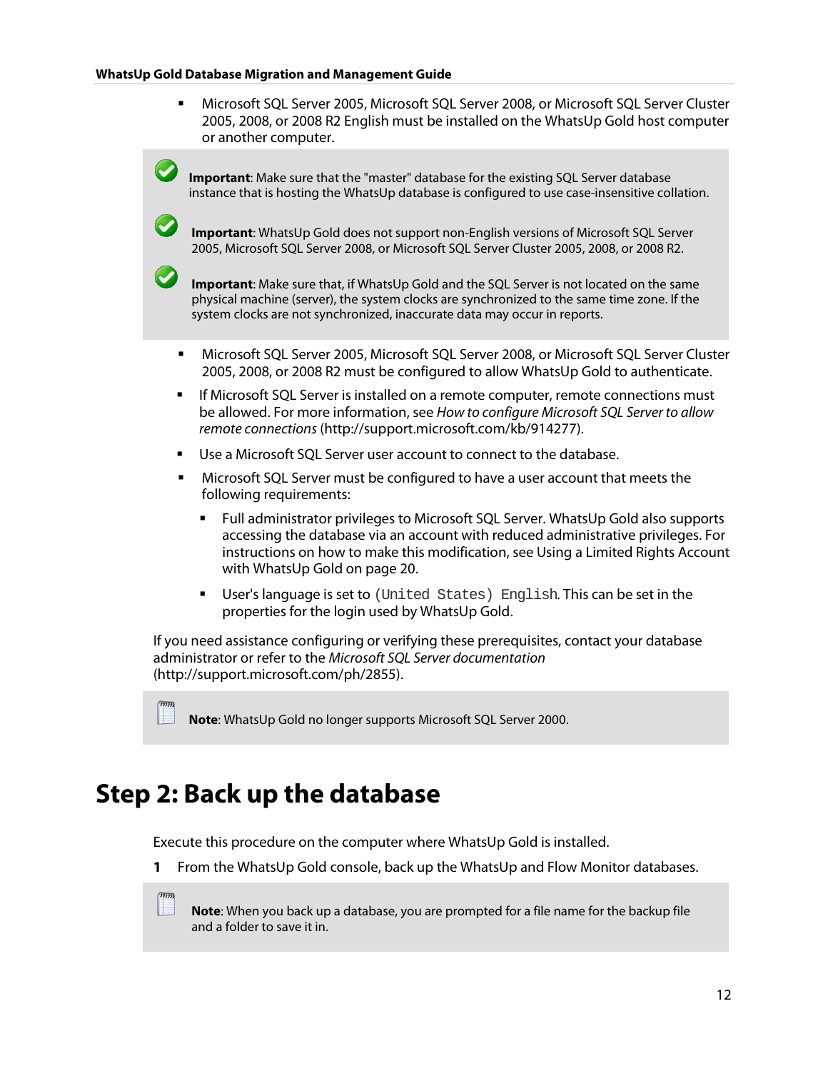- Microsoft SQL Server 2005, Microsoft SQL Server 2008, or Microsoft SQL Server Cluster 2005, 2008, or 2008 R2 English must be installed on the WhatsUp Gold host computer or another computer.

> **Important**: Make sure that the "master" database for the existing SQL Server database instance that is hosting the WhatsUp database is configured to use case-insensitive collation.
>
> **Important**: WhatsUp Gold does not support non-English versions of Microsoft SQL Server 2005, Microsoft SQL Server 2008, or Microsoft SQL Server Cluster 2005, 2008, or 2008 R2.
>
> **Important**: Make sure that, if WhatsUp Gold and the SQL Server is not located on the same physical machine (server), the system clocks are synchronized to the same time zone. If the system clocks are not synchronized, inaccurate data may occur in reports.

- Microsoft SQL Server 2005, Microsoft SQL Server 2008, or Microsoft SQL Server Cluster 2005, 2008, or 2008 R2 must be configured to allow WhatsUp Gold to authenticate.
- If Microsoft SQL Server is installed on a remote computer, remote connections must be allowed. For more information, see *How to configure Microsoft SQL Server to allow remote connections* (http://support.microsoft.com/kb/914277).
- Use a Microsoft SQL Server user account to connect to the database.
- Microsoft SQL Server must be configured to have a user account that meets the following requirements:
  - Full administrator privileges to Microsoft SQL Server. WhatsUp Gold also supports accessing the database via an account with reduced administrative privileges. For instructions on how to make this modification, see Using a Limited Rights Account with WhatsUp Gold on page 20.
  - User's language is set to `(United States) English`. This can be set in the properties for the login used by WhatsUp Gold.

If you need assistance configuring or verifying these prerequisites, contact your database administrator or refer to the *Microsoft SQL Server documentation* (http://support.microsoft.com/ph/2855).

> **Note**: WhatsUp Gold no longer supports Microsoft SQL Server 2000.

# Step 2: Back up the database

Execute this procedure on the computer where WhatsUp Gold is installed.

1. From the WhatsUp Gold console, back up the WhatsUp and Flow Monitor databases.

> **Note**: When you back up a database, you are prompted for a file name for the backup file and a folder to save it in.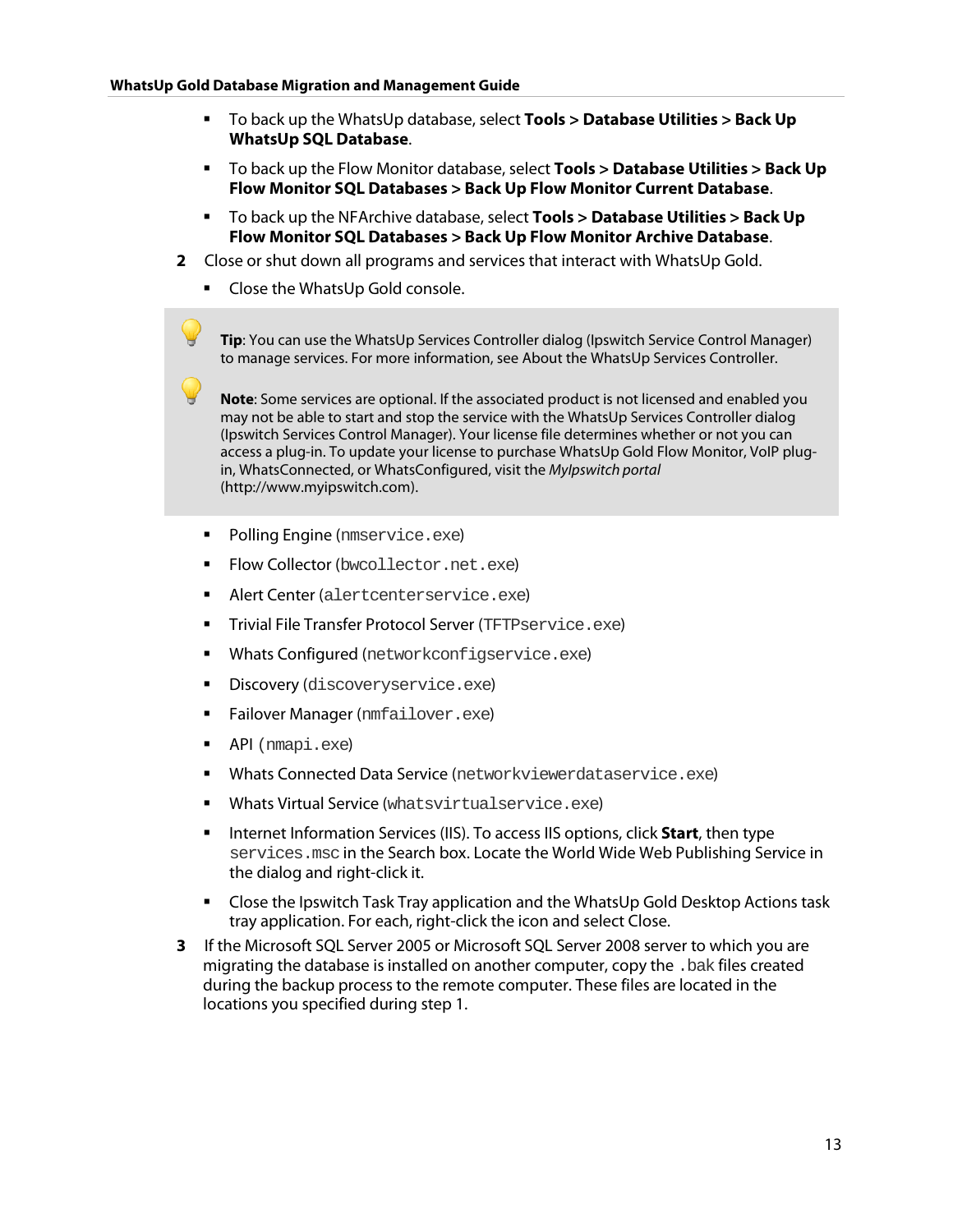- To back up the WhatsUp database, select **Tools > Database Utilities > Back Up WhatsUp SQL Database**.
- To back up the Flow Monitor database, select **Tools > Database Utilities > Back Up Flow Monitor SQL Databases > Back Up Flow Monitor Current Database**.
- To back up the NFArchive database, select **Tools > Database Utilities > Back Up Flow Monitor SQL Databases > Back Up Flow Monitor Archive Database**.

2 Close or shut down all programs and services that interact with WhatsUp Gold.

- Close the WhatsUp Gold console.

> **Tip**: You can use the WhatsUp Services Controller dialog (Ipswitch Service Control Manager) to manage services. For more information, see About the WhatsUp Services Controller.

> **Note**: Some services are optional. If the associated product is not licensed and enabled you may not be able to start and stop the service with the WhatsUp Services Controller dialog (Ipswitch Services Control Manager). Your license file determines whether or not you can access a plug-in. To update your license to purchase WhatsUp Gold Flow Monitor, VoIP plug-in, WhatsConnected, or WhatsConfigured, visit the *MyIpswitch portal* (http://www.myipswitch.com).

- Polling Engine (`nmservice.exe`)
- Flow Collector (`bwcollector.net.exe`)
- Alert Center (`alertcenterservice.exe`)
- Trivial File Transfer Protocol Server (`TFTPservice.exe`)
- Whats Configured (`networkconfigservice.exe`)
- Discovery (`discoveryservice.exe`)
- Failover Manager (`nmfailover.exe`)
- API (`nmapi.exe`)
- Whats Connected Data Service (`networkviewerdataservice.exe`)
- Whats Virtual Service (`whatsvirtualservice.exe`)
- Internet Information Services (IIS). To access IIS options, click **Start**, then type `services.msc` in the Search box. Locate the World Wide Web Publishing Service in the dialog and right-click it.
- Close the Ipswitch Task Tray application and the WhatsUp Gold Desktop Actions task tray application. For each, right-click the icon and select Close.

3 If the Microsoft SQL Server 2005 or Microsoft SQL Server 2008 server to which you are migrating the database is installed on another computer, copy the `.bak` files created during the backup process to the remote computer. These files are located in the locations you specified during step 1.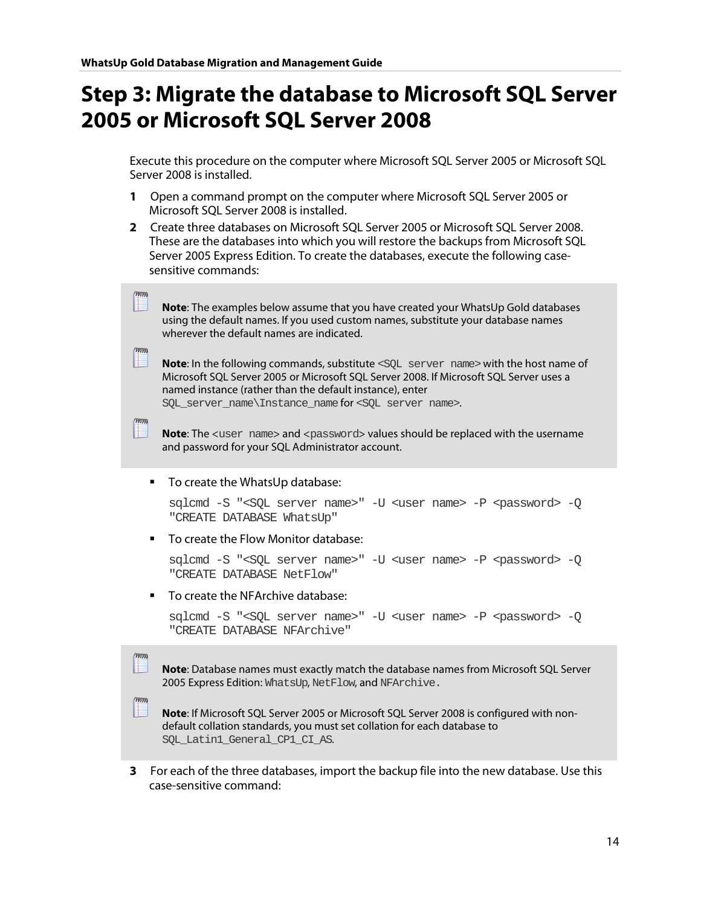# Step 3: Migrate the database to Microsoft SQL Server 2005 or Microsoft SQL Server 2008

Execute this procedure on the computer where Microsoft SQL Server 2005 or Microsoft SQL Server 2008 is installed.

1. Open a command prompt on the computer where Microsoft SQL Server 2005 or Microsoft SQL Server 2008 is installed.
2. Create three databases on Microsoft SQL Server 2005 or Microsoft SQL Server 2008. These are the databases into which you will restore the backups from Microsoft SQL Server 2005 Express Edition. To create the databases, execute the following case-sensitive commands:

> **Note**: The examples below assume that you have created your WhatsUp Gold databases using the default names. If you used custom names, substitute your database names wherever the default names are indicated.

> **Note**: In the following commands, substitute `<SQL server name>` with the host name of Microsoft SQL Server 2005 or Microsoft SQL Server 2008. If Microsoft SQL Server uses a named instance (rather than the default instance), enter `SQL_server_name\Instance_name` for `<SQL server name>`.

> **Note**: The `<user name>` and `<password>` values should be replaced with the username and password for your SQL Administrator account.

- To create the WhatsUp database:

```
sqlcmd -S "<SQL server name>" -U <user name> -P <password> -Q
"CREATE DATABASE WhatsUp"
```

- To create the Flow Monitor database:

```
sqlcmd -S "<SQL server name>" -U <user name> -P <password> -Q
"CREATE DATABASE NetFlow"
```

- To create the NFArchive database:

```
sqlcmd -S "<SQL server name>" -U <user name> -P <password> -Q
"CREATE DATABASE NFArchive"
```

> **Note**: Database names must exactly match the database names from Microsoft SQL Server 2005 Express Edition: `WhatsUp`, `NetFlow`, and `NFArchive`.

> **Note**: If Microsoft SQL Server 2005 or Microsoft SQL Server 2008 is configured with non-default collation standards, you must set collation for each database to `SQL_Latin1_General_CP1_CI_AS`.

3. For each of the three databases, import the backup file into the new database. Use this case-sensitive command: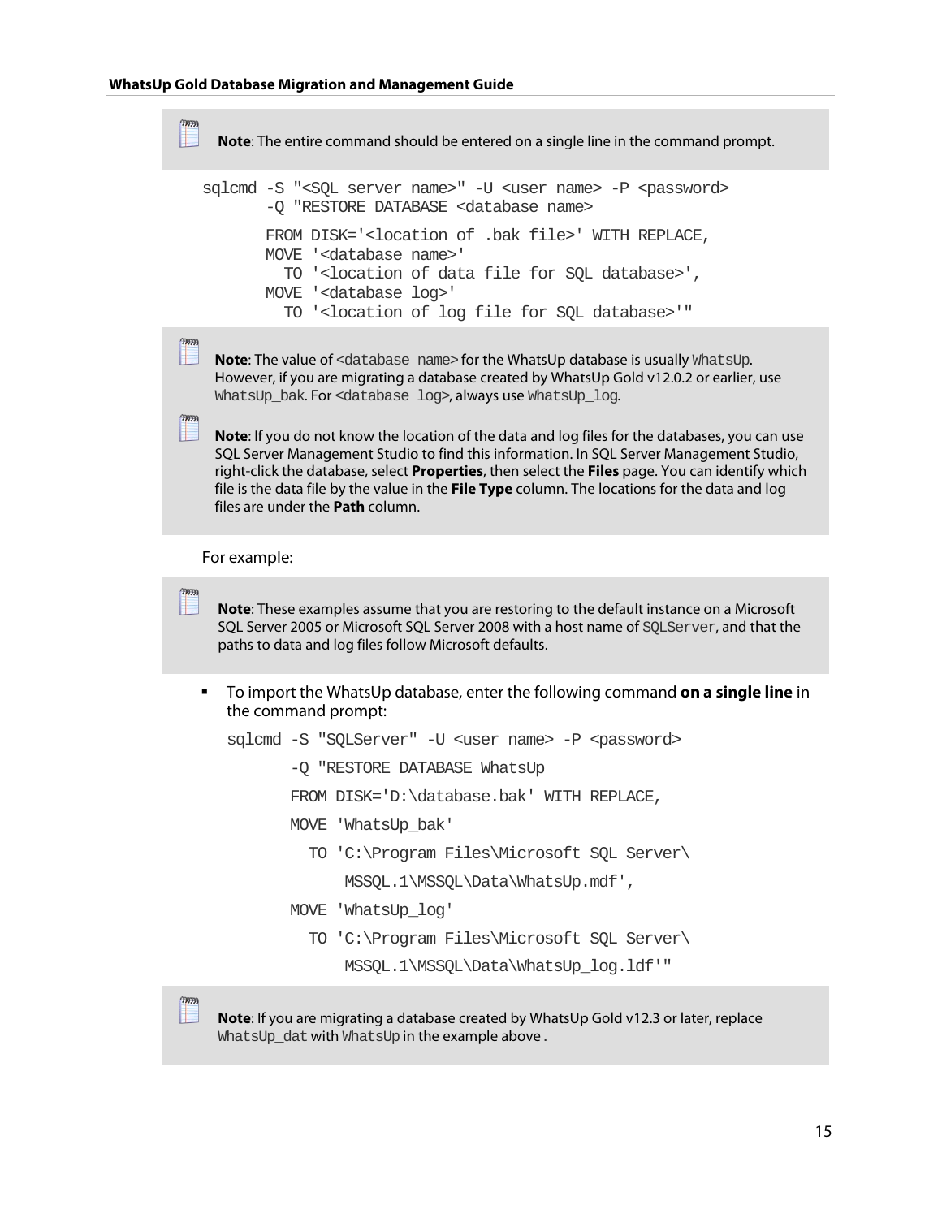> **Note**: The entire command should be entered on a single line in the command prompt.

```
sqlcmd -S "<SQL server name>" -U <user name> -P <password>
      -Q "RESTORE DATABASE <database name>
      FROM DISK='<location of .bak file>' WITH REPLACE,
      MOVE '<database name>'
        TO '<location of data file for SQL database>',
      MOVE '<database log>'
        TO '<location of log file for SQL database>'"
```

> **Note**: The value of `<database name>` for the WhatsUp database is usually `WhatsUp`. However, if you are migrating a database created by WhatsUp Gold v12.0.2 or earlier, use `WhatsUp_bak`. For `<database log>`, always use `WhatsUp_log`.

> **Note**: If you do not know the location of the data and log files for the databases, you can use SQL Server Management Studio to find this information. In SQL Server Management Studio, right-click the database, select **Properties**, then select the **Files** page. You can identify which file is the data file by the value in the **File Type** column. The locations for the data and log files are under the **Path** column.

For example:

> **Note**: These examples assume that you are restoring to the default instance on a Microsoft SQL Server 2005 or Microsoft SQL Server 2008 with a host name of `SQLServer`, and that the paths to data and log files follow Microsoft defaults.

- To import the WhatsUp database, enter the following command **on a single line** in the command prompt:

```
sqlcmd -S "SQLServer" -U <user name> -P <password>
      -Q "RESTORE DATABASE WhatsUp
      FROM DISK='D:\database.bak' WITH REPLACE,
      MOVE 'WhatsUp_bak'
        TO 'C:\Program Files\Microsoft SQL Server\
            MSSQL.1\MSSQL\Data\WhatsUp.mdf',
      MOVE 'WhatsUp_log'
        TO 'C:\Program Files\Microsoft SQL Server\
            MSSQL.1\MSSQL\Data\WhatsUp_log.ldf'"
```

> **Note**: If you are migrating a database created by WhatsUp Gold v12.3 or later, replace `WhatsUp_dat` with `WhatsUp` in the example above .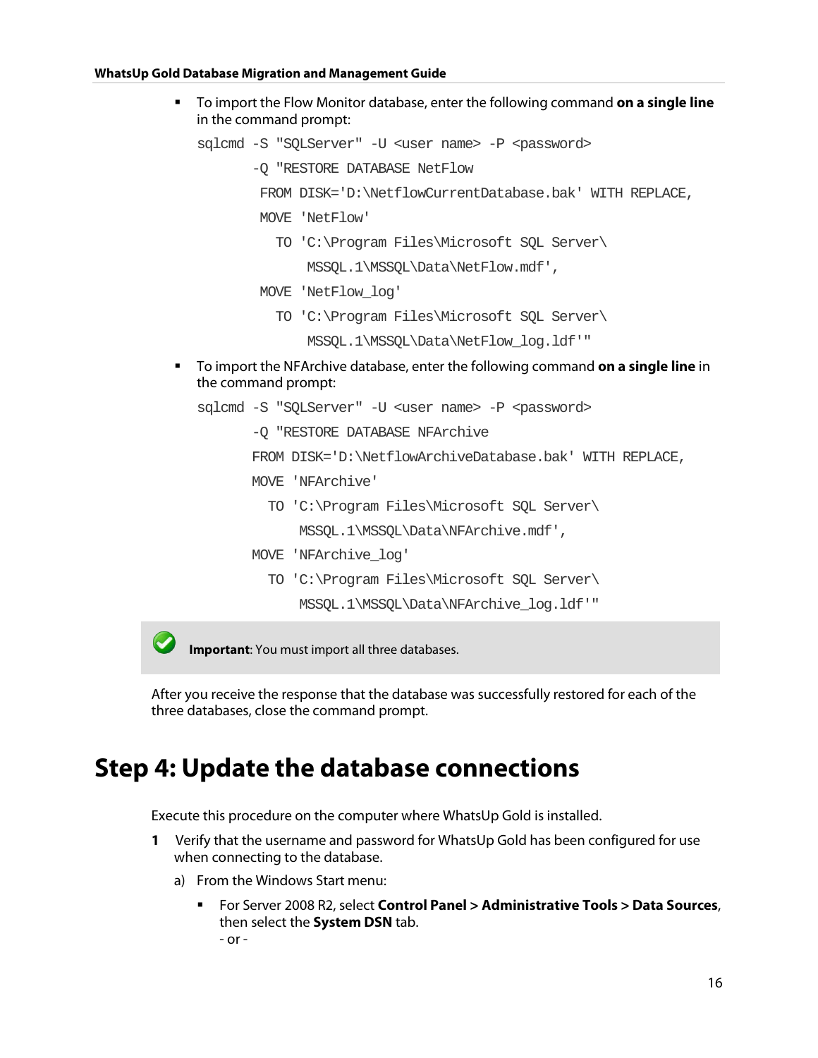- To import the Flow Monitor database, enter the following command **on a single line** in the command prompt:

```
sqlcmd -S "SQLServer" -U <user name> -P <password>
       -Q "RESTORE DATABASE NetFlow
        FROM DISK='D:\NetflowCurrentDatabase.bak' WITH REPLACE,
        MOVE 'NetFlow'
          TO 'C:\Program Files\Microsoft SQL Server\
              MSSQL.1\MSSQL\Data\NetFlow.mdf',
        MOVE 'NetFlow_log'
          TO 'C:\Program Files\Microsoft SQL Server\
              MSSQL.1\MSSQL\Data\NetFlow_log.ldf'"
```

- To import the NFArchive database, enter the following command **on a single line** in the command prompt:

```
sqlcmd -S "SQLServer" -U <user name> -P <password>
       -Q "RESTORE DATABASE NFArchive
       FROM DISK='D:\NetflowArchiveDatabase.bak' WITH REPLACE,
       MOVE 'NFArchive'
         TO 'C:\Program Files\Microsoft SQL Server\
             MSSQL.1\MSSQL\Data\NFArchive.mdf',
       MOVE 'NFArchive_log'
         TO 'C:\Program Files\Microsoft SQL Server\
             MSSQL.1\MSSQL\Data\NFArchive_log.ldf'"
```

**Important**: You must import all three databases.

After you receive the response that the database was successfully restored for each of the three databases, close the command prompt.

# Step 4: Update the database connections

Execute this procedure on the computer where WhatsUp Gold is installed.

**1** Verify that the username and password for WhatsUp Gold has been configured for use when connecting to the database.

a) From the Windows Start menu:

- For Server 2008 R2, select **Control Panel > Administrative Tools > Data Sources**, then select the **System DSN** tab.
  - or -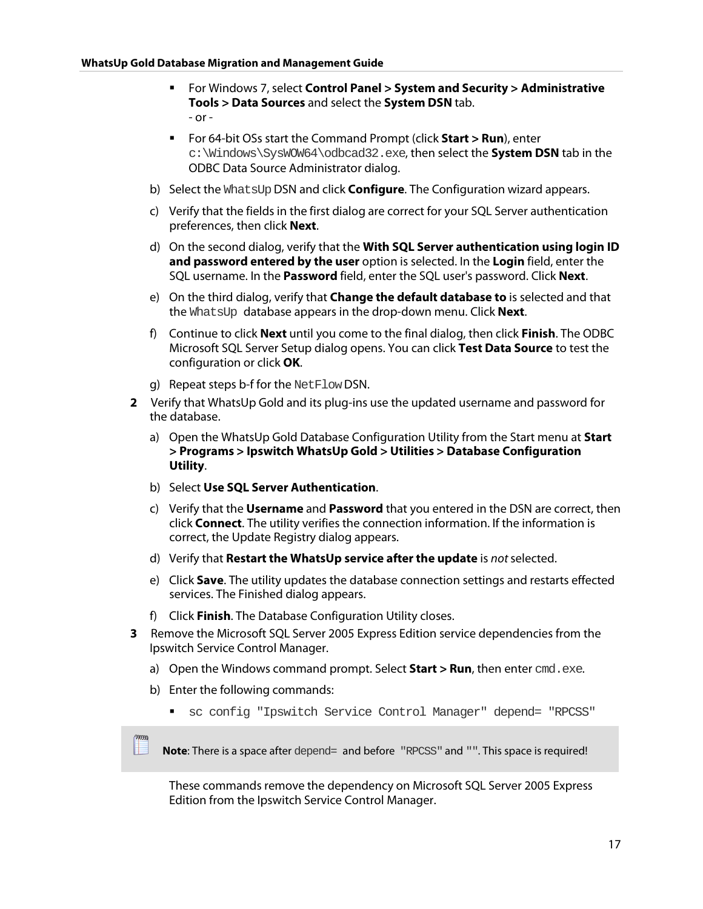- For Windows 7, select **Control Panel > System and Security > Administrative Tools > Data Sources** and select the **System DSN** tab.
  - or -
- For 64-bit OSs start the Command Prompt (click **Start > Run**), enter `c:\Windows\SysWOW64\odbcad32.exe`, then select the **System DSN** tab in the ODBC Data Source Administrator dialog.

b) Select the `WhatsUp` DSN and click **Configure**. The Configuration wizard appears.

c) Verify that the fields in the first dialog are correct for your SQL Server authentication preferences, then click **Next**.

d) On the second dialog, verify that the **With SQL Server authentication using login ID and password entered by the user** option is selected. In the **Login** field, enter the SQL username. In the **Password** field, enter the SQL user's password. Click **Next**.

e) On the third dialog, verify that **Change the default database to** is selected and that the `WhatsUp` database appears in the drop-down menu. Click **Next**.

f) Continue to click **Next** until you come to the final dialog, then click **Finish**. The ODBC Microsoft SQL Server Setup dialog opens. You can click **Test Data Source** to test the configuration or click **OK**.

g) Repeat steps b-f for the `NetFlow` DSN.

**2** Verify that WhatsUp Gold and its plug-ins use the updated username and password for the database.

a) Open the WhatsUp Gold Database Configuration Utility from the Start menu at **Start > Programs > Ipswitch WhatsUp Gold > Utilities > Database Configuration Utility**.

b) Select **Use SQL Server Authentication**.

c) Verify that the **Username** and **Password** that you entered in the DSN are correct, then click **Connect**. The utility verifies the connection information. If the information is correct, the Update Registry dialog appears.

d) Verify that **Restart the WhatsUp service after the update** is *not* selected.

e) Click **Save**. The utility updates the database connection settings and restarts effected services. The Finished dialog appears.

f) Click **Finish**. The Database Configuration Utility closes.

**3** Remove the Microsoft SQL Server 2005 Express Edition service dependencies from the Ipswitch Service Control Manager.

a) Open the Windows command prompt. Select **Start > Run**, then enter `cmd.exe`.

b) Enter the following commands:

- `sc config "Ipswitch Service Control Manager" depend= "RPCSS"`

**Note**: There is a space after `depend=` and before `"RPCSS"` and `""`. This space is required!

These commands remove the dependency on Microsoft SQL Server 2005 Express Edition from the Ipswitch Service Control Manager.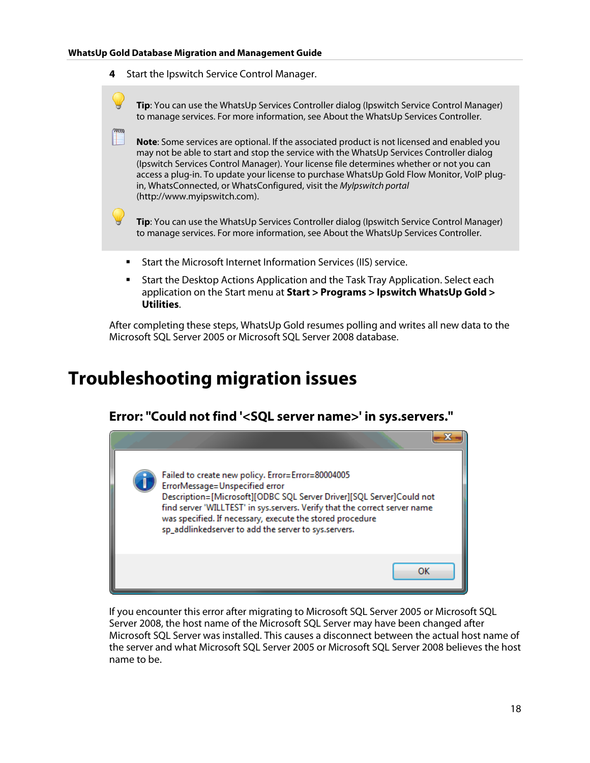4 Start the Ipswitch Service Control Manager.

> **Tip**: You can use the WhatsUp Services Controller dialog (Ipswitch Service Control Manager) to manage services. For more information, see About the WhatsUp Services Controller.
>
> **Note**: Some services are optional. If the associated product is not licensed and enabled you may not be able to start and stop the service with the WhatsUp Services Controller dialog (Ipswitch Services Control Manager). Your license file determines whether or not you can access a plug-in. To update your license to purchase WhatsUp Gold Flow Monitor, VoIP plug-in, WhatsConnected, or WhatsConfigured, visit the *MyIpswitch portal* (http://www.myipswitch.com).
>
> **Tip**: You can use the WhatsUp Services Controller dialog (Ipswitch Service Control Manager) to manage services. For more information, see About the WhatsUp Services Controller.

- Start the Microsoft Internet Information Services (IIS) service.
- Start the Desktop Actions Application and the Task Tray Application. Select each application on the Start menu at **Start > Programs > Ipswitch WhatsUp Gold > Utilities**.

After completing these steps, WhatsUp Gold resumes polling and writes all new data to the Microsoft SQL Server 2005 or Microsoft SQL Server 2008 database.

# Troubleshooting migration issues

## Error: "Could not find '<SQL server name>' in sys.servers."

```
Failed to create new policy. Error=Error=80004005
ErrorMessage=Unspecified error
Description=[Microsoft][ODBC SQL Server Driver][SQL Server]Could not
find server 'WILLTEST' in sys.servers. Verify that the correct server name
was specified. If necessary, execute the stored procedure
sp_addlinkedserver to add the server to sys.servers.

OK
```

If you encounter this error after migrating to Microsoft SQL Server 2005 or Microsoft SQL Server 2008, the host name of the Microsoft SQL Server may have been changed after Microsoft SQL Server was installed. This causes a disconnect between the actual host name of the server and what Microsoft SQL Server 2005 or Microsoft SQL Server 2008 believes the host name to be.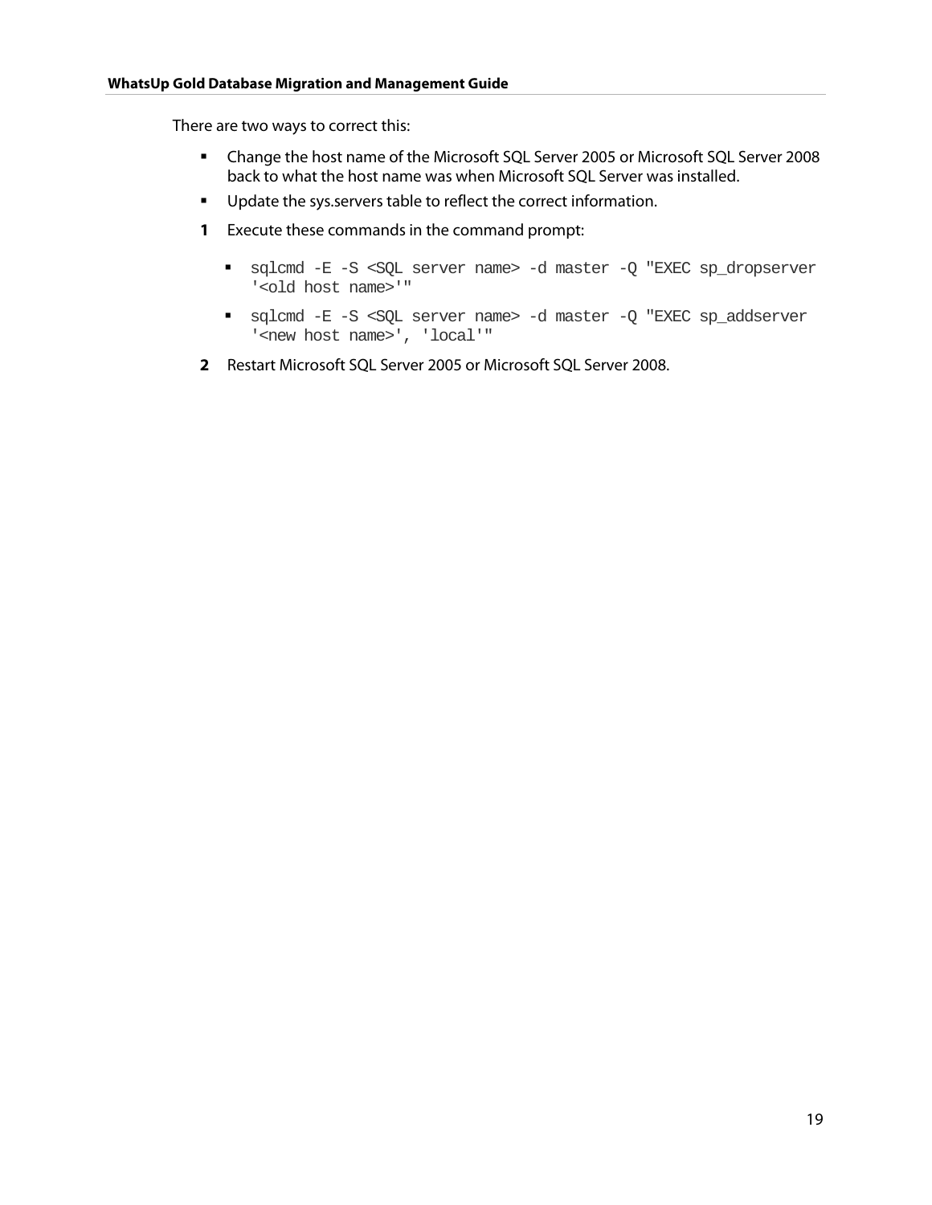There are two ways to correct this:

- Change the host name of the Microsoft SQL Server 2005 or Microsoft SQL Server 2008 back to what the host name was when Microsoft SQL Server was installed.
- Update the sys.servers table to reflect the correct information.

1. Execute these commands in the command prompt:
   - `sqlcmd -E -S <SQL server name> -d master -Q "EXEC sp_dropserver '<old host name>'"`
   - `sqlcmd -E -S <SQL server name> -d master -Q "EXEC sp_addserver '<new host name>', 'local'"`
2. Restart Microsoft SQL Server 2005 or Microsoft SQL Server 2008.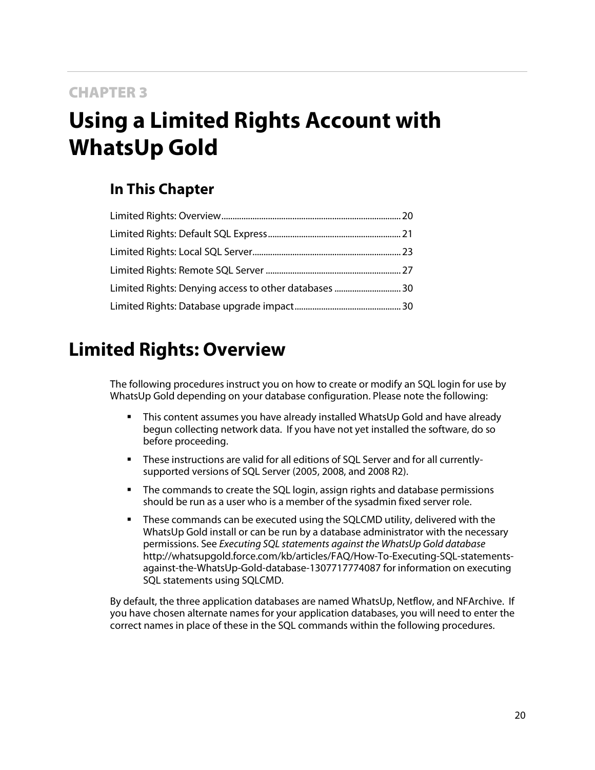CHAPTER 3

# Using a Limited Rights Account with WhatsUp Gold

## In This Chapter

Limited Rights: Overview ... 20
Limited Rights: Default SQL Express ... 21
Limited Rights: Local SQL Server ... 23
Limited Rights: Remote SQL Server ... 27
Limited Rights: Denying access to other databases ... 30
Limited Rights: Database upgrade impact ... 30

# Limited Rights: Overview

The following procedures instruct you on how to create or modify an SQL login for use by WhatsUp Gold depending on your database configuration. Please note the following:

- This content assumes you have already installed WhatsUp Gold and have already begun collecting network data. If you have not yet installed the software, do so before proceeding.
- These instructions are valid for all editions of SQL Server and for all currently-supported versions of SQL Server (2005, 2008, and 2008 R2).
- The commands to create the SQL login, assign rights and database permissions should be run as a user who is a member of the sysadmin fixed server role.
- These commands can be executed using the SQLCMD utility, delivered with the WhatsUp Gold install or can be run by a database administrator with the necessary permissions. See *Executing SQL statements against the WhatsUp Gold database* http://whatsupgold.force.com/kb/articles/FAQ/How-To-Executing-SQL-statements-against-the-WhatsUp-Gold-database-1307717774087 for information on executing SQL statements using SQLCMD.

By default, the three application databases are named WhatsUp, Netflow, and NFArchive. If you have chosen alternate names for your application databases, you will need to enter the correct names in place of these in the SQL commands within the following procedures.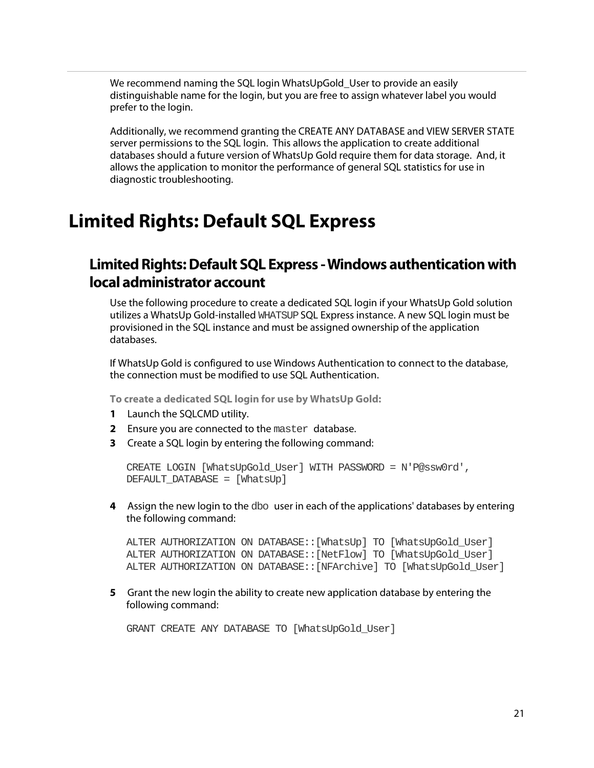We recommend naming the SQL login WhatsUpGold_User to provide an easily distinguishable name for the login, but you are free to assign whatever label you would prefer to the login.

Additionally, we recommend granting the CREATE ANY DATABASE and VIEW SERVER STATE server permissions to the SQL login. This allows the application to create additional databases should a future version of WhatsUp Gold require them for data storage. And, it allows the application to monitor the performance of general SQL statistics for use in diagnostic troubleshooting.

# Limited Rights: Default SQL Express

## Limited Rights: Default SQL Express - Windows authentication with local administrator account

Use the following procedure to create a dedicated SQL login if your WhatsUp Gold solution utilizes a WhatsUp Gold-installed `WHATSUP` SQL Express instance. A new SQL login must be provisioned in the SQL instance and must be assigned ownership of the application databases.

If WhatsUp Gold is configured to use Windows Authentication to connect to the database, the connection must be modified to use SQL Authentication.

**To create a dedicated SQL login for use by WhatsUp Gold:**

1. Launch the SQLCMD utility.
2. Ensure you are connected to the `master` database.
3. Create a SQL login by entering the following command:

```
CREATE LOGIN [WhatsUpGold_User] WITH PASSWORD = N'P@ssw0rd',
DEFAULT_DATABASE = [WhatsUp]
```

4. Assign the new login to the `dbo` user in each of the applications' databases by entering the following command:

```
ALTER AUTHORIZATION ON DATABASE::[WhatsUp] TO [WhatsUpGold_User]
ALTER AUTHORIZATION ON DATABASE::[NetFlow] TO [WhatsUpGold_User]
ALTER AUTHORIZATION ON DATABASE::[NFArchive] TO [WhatsUpGold_User]
```

5. Grant the new login the ability to create new application database by entering the following command:

```
GRANT CREATE ANY DATABASE TO [WhatsUpGold_User]
```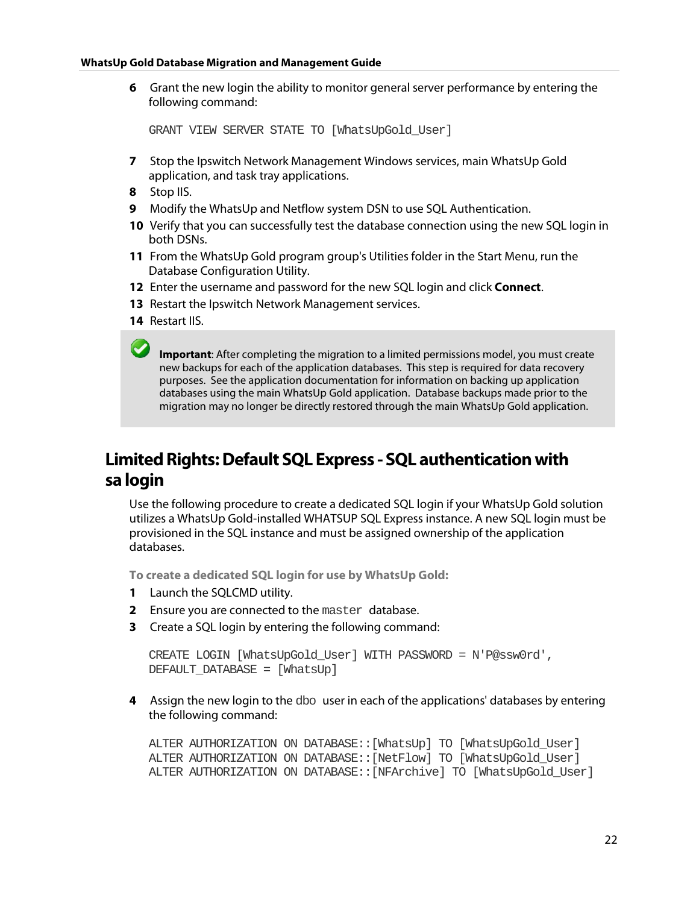6 Grant the new login the ability to monitor general server performance by entering the following command:

```
GRANT VIEW SERVER STATE TO [WhatsUpGold_User]
```

7 Stop the Ipswitch Network Management Windows services, main WhatsUp Gold application, and task tray applications.

8 Stop IIS.

9 Modify the WhatsUp and Netflow system DSN to use SQL Authentication.

10 Verify that you can successfully test the database connection using the new SQL login in both DSNs.

11 From the WhatsUp Gold program group's Utilities folder in the Start Menu, run the Database Configuration Utility.

12 Enter the username and password for the new SQL login and click **Connect**.

13 Restart the Ipswitch Network Management services.

14 Restart IIS.

> **Important**: After completing the migration to a limited permissions model, you must create new backups for each of the application databases. This step is required for data recovery purposes. See the application documentation for information on backing up application databases using the main WhatsUp Gold application. Database backups made prior to the migration may no longer be directly restored through the main WhatsUp Gold application.

## Limited Rights: Default SQL Express - SQL authentication with sa login

Use the following procedure to create a dedicated SQL login if your WhatsUp Gold solution utilizes a WhatsUp Gold-installed WHATSUP SQL Express instance. A new SQL login must be provisioned in the SQL instance and must be assigned ownership of the application databases.

**To create a dedicated SQL login for use by WhatsUp Gold:**

1 Launch the SQLCMD utility.

2 Ensure you are connected to the `master` database.

3 Create a SQL login by entering the following command:

```
CREATE LOGIN [WhatsUpGold_User] WITH PASSWORD = N'P@ssw0rd',
DEFAULT_DATABASE = [WhatsUp]
```

4 Assign the new login to the `dbo` user in each of the applications' databases by entering the following command:

```
ALTER AUTHORIZATION ON DATABASE::[WhatsUp] TO [WhatsUpGold_User]
ALTER AUTHORIZATION ON DATABASE::[NetFlow] TO [WhatsUpGold_User]
ALTER AUTHORIZATION ON DATABASE::[NFArchive] TO [WhatsUpGold_User]
```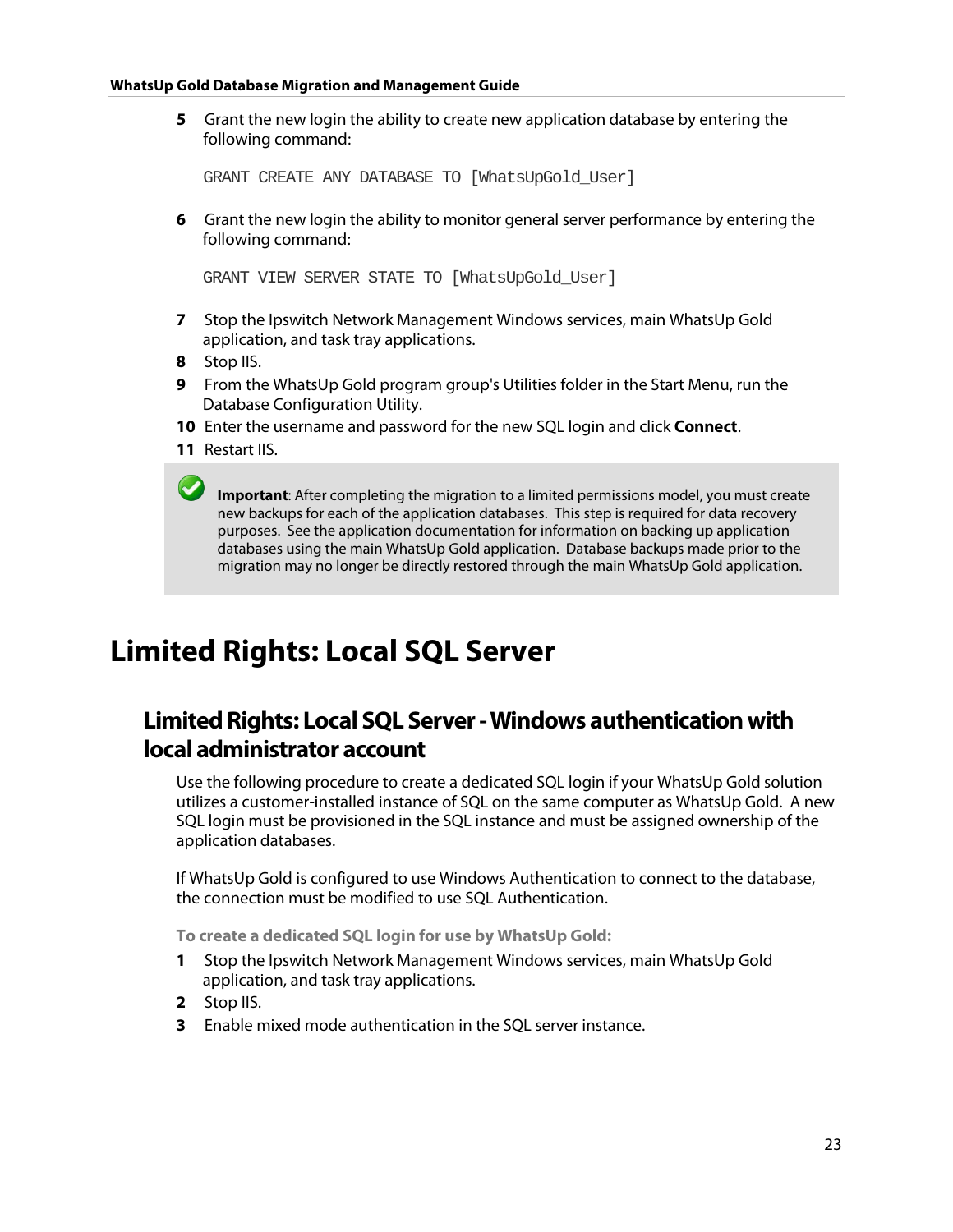5. Grant the new login the ability to create new application database by entering the following command:

```
GRANT CREATE ANY DATABASE TO [WhatsUpGold_User]
```

6. Grant the new login the ability to monitor general server performance by entering the following command:

```
GRANT VIEW SERVER STATE TO [WhatsUpGold_User]
```

7. Stop the Ipswitch Network Management Windows services, main WhatsUp Gold application, and task tray applications.
8. Stop IIS.
9. From the WhatsUp Gold program group's Utilities folder in the Start Menu, run the Database Configuration Utility.
10. Enter the username and password for the new SQL login and click **Connect**.
11. Restart IIS.

> **Important**: After completing the migration to a limited permissions model, you must create new backups for each of the application databases. This step is required for data recovery purposes. See the application documentation for information on backing up application databases using the main WhatsUp Gold application. Database backups made prior to the migration may no longer be directly restored through the main WhatsUp Gold application.

# Limited Rights: Local SQL Server

## Limited Rights: Local SQL Server - Windows authentication with local administrator account

Use the following procedure to create a dedicated SQL login if your WhatsUp Gold solution utilizes a customer-installed instance of SQL on the same computer as WhatsUp Gold. A new SQL login must be provisioned in the SQL instance and must be assigned ownership of the application databases.

If WhatsUp Gold is configured to use Windows Authentication to connect to the database, the connection must be modified to use SQL Authentication.

**To create a dedicated SQL login for use by WhatsUp Gold:**

1. Stop the Ipswitch Network Management Windows services, main WhatsUp Gold application, and task tray applications.
2. Stop IIS.
3. Enable mixed mode authentication in the SQL server instance.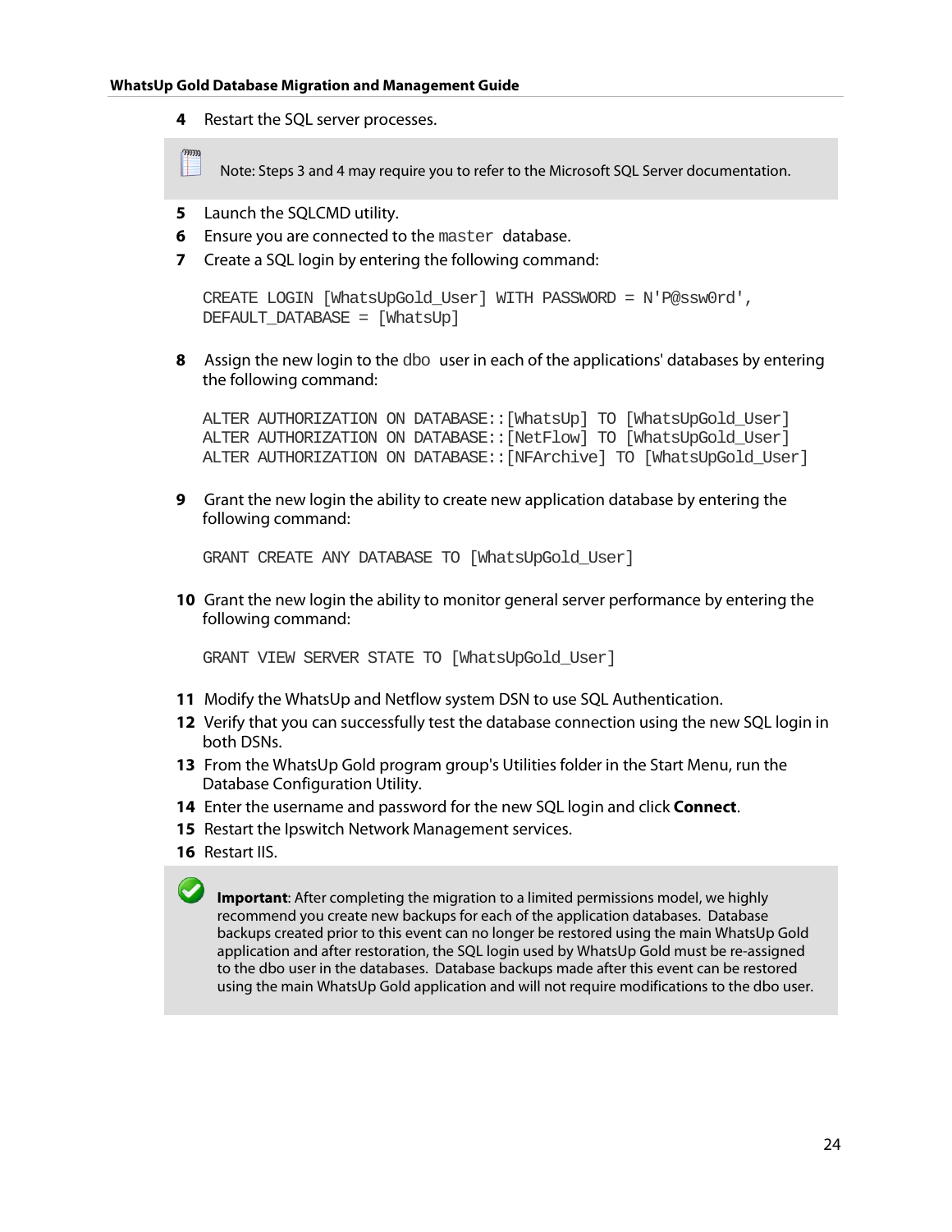4. Restart the SQL server processes.

> Note: Steps 3 and 4 may require you to refer to the Microsoft SQL Server documentation.

5. Launch the SQLCMD utility.
6. Ensure you are connected to the `master` database.
7. Create a SQL login by entering the following command:

```
CREATE LOGIN [WhatsUpGold_User] WITH PASSWORD = N'P@ssw0rd',
DEFAULT_DATABASE = [WhatsUp]
```

8. Assign the new login to the `dbo` user in each of the applications' databases by entering the following command:

```
ALTER AUTHORIZATION ON DATABASE::[WhatsUp] TO [WhatsUpGold_User]
ALTER AUTHORIZATION ON DATABASE::[NetFlow] TO [WhatsUpGold_User]
ALTER AUTHORIZATION ON DATABASE::[NFArchive] TO [WhatsUpGold_User]
```

9. Grant the new login the ability to create new application database by entering the following command:

```
GRANT CREATE ANY DATABASE TO [WhatsUpGold_User]
```

10. Grant the new login the ability to monitor general server performance by entering the following command:

```
GRANT VIEW SERVER STATE TO [WhatsUpGold_User]
```

11. Modify the WhatsUp and Netflow system DSN to use SQL Authentication.
12. Verify that you can successfully test the database connection using the new SQL login in both DSNs.
13. From the WhatsUp Gold program group's Utilities folder in the Start Menu, run the Database Configuration Utility.
14. Enter the username and password for the new SQL login and click **Connect**.
15. Restart the Ipswitch Network Management services.
16. Restart IIS.

> **Important**: After completing the migration to a limited permissions model, we highly recommend you create new backups for each of the application databases. Database backups created prior to this event can no longer be restored using the main WhatsUp Gold application and after restoration, the SQL login used by WhatsUp Gold must be re-assigned to the dbo user in the databases. Database backups made after this event can be restored using the main WhatsUp Gold application and will not require modifications to the dbo user.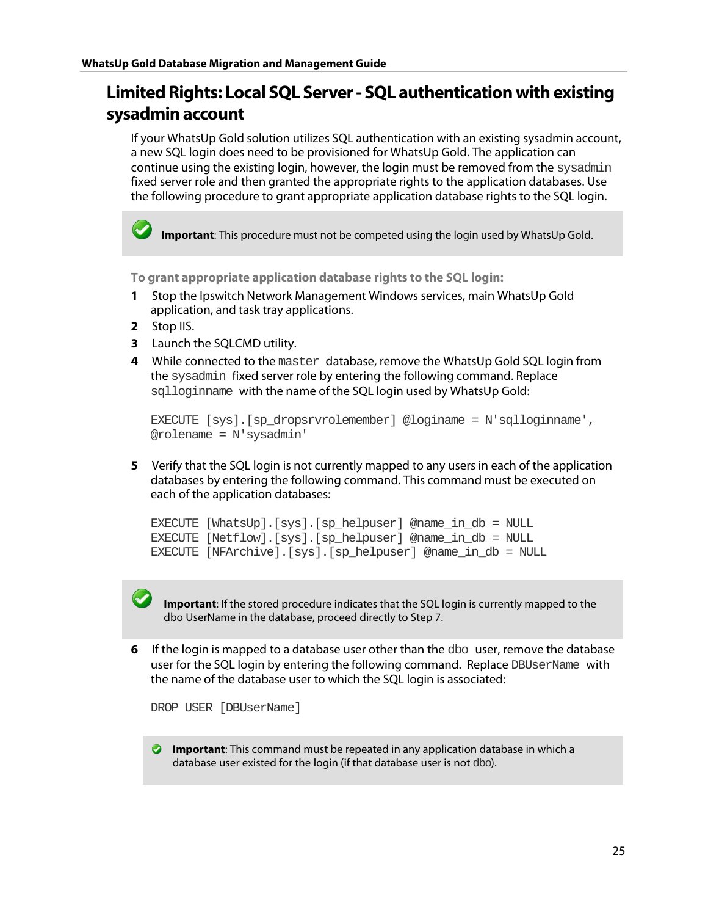## Limited Rights: Local SQL Server - SQL authentication with existing sysadmin account

If your WhatsUp Gold solution utilizes SQL authentication with an existing sysadmin account, a new SQL login does need to be provisioned for WhatsUp Gold. The application can continue using the existing login, however, the login must be removed from the `sysadmin` fixed server role and then granted the appropriate rights to the application databases. Use the following procedure to grant appropriate application database rights to the SQL login.

> **Important**: This procedure must not be competed using the login used by WhatsUp Gold.

**To grant appropriate application database rights to the SQL login:**

1. Stop the Ipswitch Network Management Windows services, main WhatsUp Gold application, and task tray applications.
2. Stop IIS.
3. Launch the SQLCMD utility.
4. While connected to the `master` database, remove the WhatsUp Gold SQL login from the `sysadmin` fixed server role by entering the following command. Replace `sqlloginname` with the name of the SQL login used by WhatsUp Gold:

   ```
   EXECUTE [sys].[sp_dropsrvrolemember] @loginame = N'sqlloginname',
   @rolename = N'sysadmin'
   ```

5. Verify that the SQL login is not currently mapped to any users in each of the application databases by entering the following command. This command must be executed on each of the application databases:

   ```
   EXECUTE [WhatsUp].[sys].[sp_helpuser] @name_in_db = NULL
   EXECUTE [Netflow].[sys].[sp_helpuser] @name_in_db = NULL
   EXECUTE [NFArchive].[sys].[sp_helpuser] @name_in_db = NULL
   ```

   > **Important**: If the stored procedure indicates that the SQL login is currently mapped to the dbo UserName in the database, proceed directly to Step 7.

6. If the login is mapped to a database user other than the `dbo` user, remove the database user for the SQL login by entering the following command. Replace `DBUserName` with the name of the database user to which the SQL login is associated:

   ```
   DROP USER [DBUserName]
   ```

   > **Important**: This command must be repeated in any application database in which a database user existed for the login (if that database user is not dbo).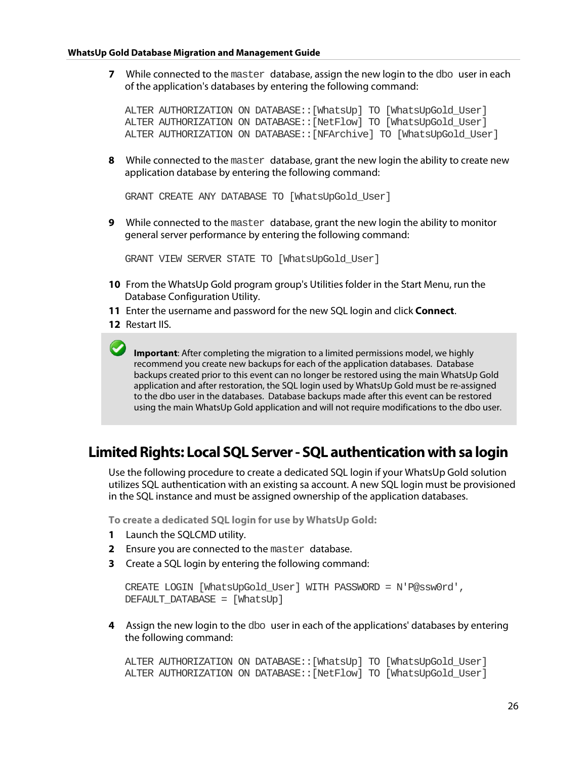7. While connected to the `master` database, assign the new login to the `dbo` user in each of the application's databases by entering the following command:

```
ALTER AUTHORIZATION ON DATABASE::[WhatsUp] TO [WhatsUpGold_User]
ALTER AUTHORIZATION ON DATABASE::[NetFlow] TO [WhatsUpGold_User]
ALTER AUTHORIZATION ON DATABASE::[NFArchive] TO [WhatsUpGold_User]
```

8. While connected to the `master` database, grant the new login the ability to create new application database by entering the following command:

```
GRANT CREATE ANY DATABASE TO [WhatsUpGold_User]
```

9. While connected to the `master` database, grant the new login the ability to monitor general server performance by entering the following command:

```
GRANT VIEW SERVER STATE TO [WhatsUpGold_User]
```

10. From the WhatsUp Gold program group's Utilities folder in the Start Menu, run the Database Configuration Utility.
11. Enter the username and password for the new SQL login and click **Connect**.
12. Restart IIS.

> **Important**: After completing the migration to a limited permissions model, we highly recommend you create new backups for each of the application databases. Database backups created prior to this event can no longer be restored using the main WhatsUp Gold application and after restoration, the SQL login used by WhatsUp Gold must be re-assigned to the dbo user in the databases. Database backups made after this event can be restored using the main WhatsUp Gold application and will not require modifications to the dbo user.

## Limited Rights: Local SQL Server - SQL authentication with sa login

Use the following procedure to create a dedicated SQL login if your WhatsUp Gold solution utilizes SQL authentication with an existing sa account. A new SQL login must be provisioned in the SQL instance and must be assigned ownership of the application databases.

**To create a dedicated SQL login for use by WhatsUp Gold:**

1. Launch the SQLCMD utility.
2. Ensure you are connected to the `master` database.
3. Create a SQL login by entering the following command:

```
CREATE LOGIN [WhatsUpGold_User] WITH PASSWORD = N'P@ssw0rd',
DEFAULT_DATABASE = [WhatsUp]
```

4. Assign the new login to the `dbo` user in each of the applications' databases by entering the following command:

```
ALTER AUTHORIZATION ON DATABASE::[WhatsUp] TO [WhatsUpGold_User]
ALTER AUTHORIZATION ON DATABASE::[NetFlow] TO [WhatsUpGold_User]
```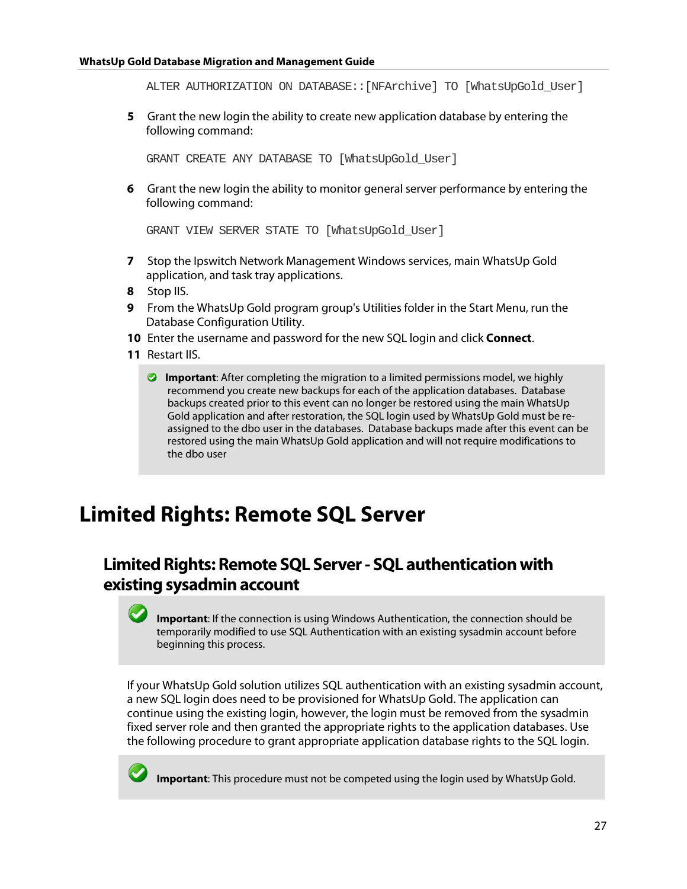```
ALTER AUTHORIZATION ON DATABASE::[NFArchive] TO [WhatsUpGold_User]
```

5 Grant the new login the ability to create new application database by entering the following command:

```
GRANT CREATE ANY DATABASE TO [WhatsUpGold_User]
```

6 Grant the new login the ability to monitor general server performance by entering the following command:

```
GRANT VIEW SERVER STATE TO [WhatsUpGold_User]
```

7 Stop the Ipswitch Network Management Windows services, main WhatsUp Gold application, and task tray applications.

8 Stop IIS.

9 From the WhatsUp Gold program group's Utilities folder in the Start Menu, run the Database Configuration Utility.

10 Enter the username and password for the new SQL login and click **Connect**.

11 Restart IIS.

> **Important**: After completing the migration to a limited permissions model, we highly recommend you create new backups for each of the application databases. Database backups created prior to this event can no longer be restored using the main WhatsUp Gold application and after restoration, the SQL login used by WhatsUp Gold must be re-assigned to the dbo user in the databases. Database backups made after this event can be restored using the main WhatsUp Gold application and will not require modifications to the dbo user

# Limited Rights: Remote SQL Server

## Limited Rights: Remote SQL Server - SQL authentication with existing sysadmin account

> **Important**: If the connection is using Windows Authentication, the connection should be temporarily modified to use SQL Authentication with an existing sysadmin account before beginning this process.

If your WhatsUp Gold solution utilizes SQL authentication with an existing sysadmin account, a new SQL login does need to be provisioned for WhatsUp Gold. The application can continue using the existing login, however, the login must be removed from the sysadmin fixed server role and then granted the appropriate rights to the application databases. Use the following procedure to grant appropriate application database rights to the SQL login.

> **Important**: This procedure must not be competed using the login used by WhatsUp Gold.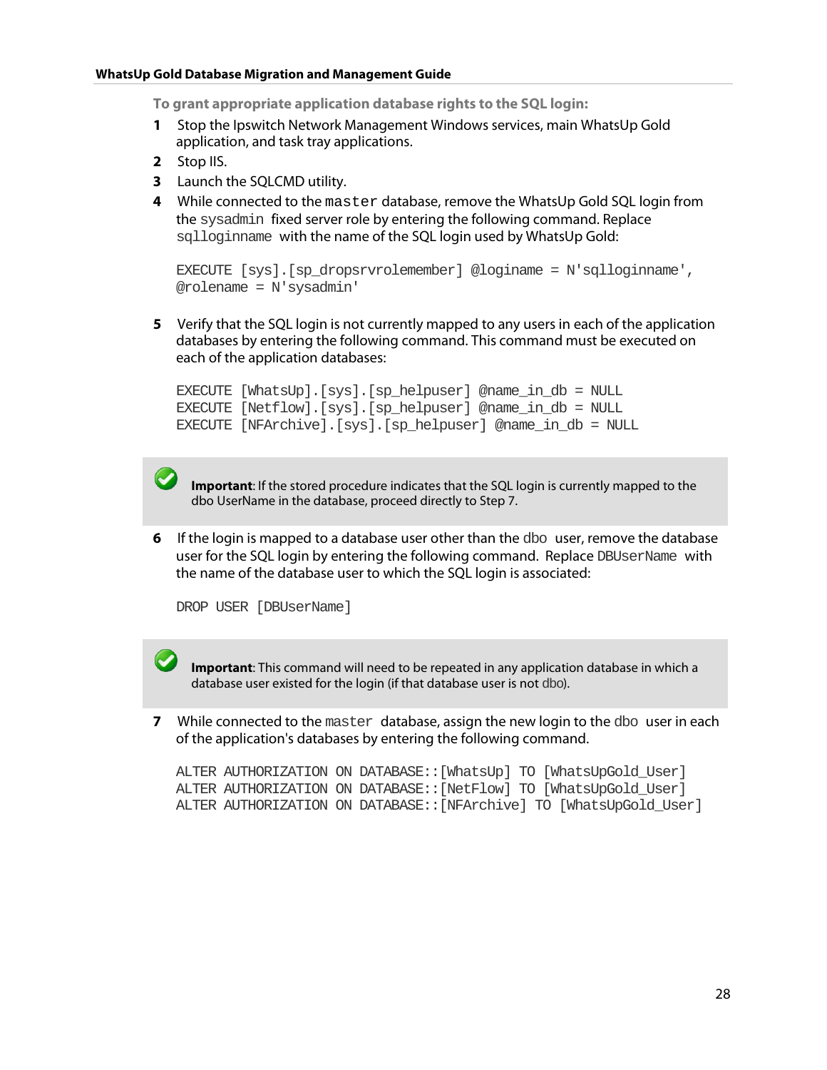**To grant appropriate application database rights to the SQL login:**

1. Stop the Ipswitch Network Management Windows services, main WhatsUp Gold application, and task tray applications.
2. Stop IIS.
3. Launch the SQLCMD utility.
4. While connected to the `master` database, remove the WhatsUp Gold SQL login from the `sysadmin` fixed server role by entering the following command. Replace `sqlloginname` with the name of the SQL login used by WhatsUp Gold:

   ```
   EXECUTE [sys].[sp_dropsrvrolemember] @loginame = N'sqlloginname',
   @rolename = N'sysadmin'
   ```

5. Verify that the SQL login is not currently mapped to any users in each of the application databases by entering the following command. This command must be executed on each of the application databases:

   ```
   EXECUTE [WhatsUp].[sys].[sp_helpuser] @name_in_db = NULL
   EXECUTE [Netflow].[sys].[sp_helpuser] @name_in_db = NULL
   EXECUTE [NFArchive].[sys].[sp_helpuser] @name_in_db = NULL
   ```

   **Important**: If the stored procedure indicates that the SQL login is currently mapped to the dbo UserName in the database, proceed directly to Step 7.

6. If the login is mapped to a database user other than the `dbo` user, remove the database user for the SQL login by entering the following command. Replace `DBUserName` with the name of the database user to which the SQL login is associated:

   ```
   DROP USER [DBUserName]
   ```

   **Important**: This command will need to be repeated in any application database in which a database user existed for the login (if that database user is not dbo).

7. While connected to the `master` database, assign the new login to the `dbo` user in each of the application's databases by entering the following command.

   ```
   ALTER AUTHORIZATION ON DATABASE::[WhatsUp] TO [WhatsUpGold_User]
   ALTER AUTHORIZATION ON DATABASE::[NetFlow] TO [WhatsUpGold_User]
   ALTER AUTHORIZATION ON DATABASE::[NFArchive] TO [WhatsUpGold_User]
   ```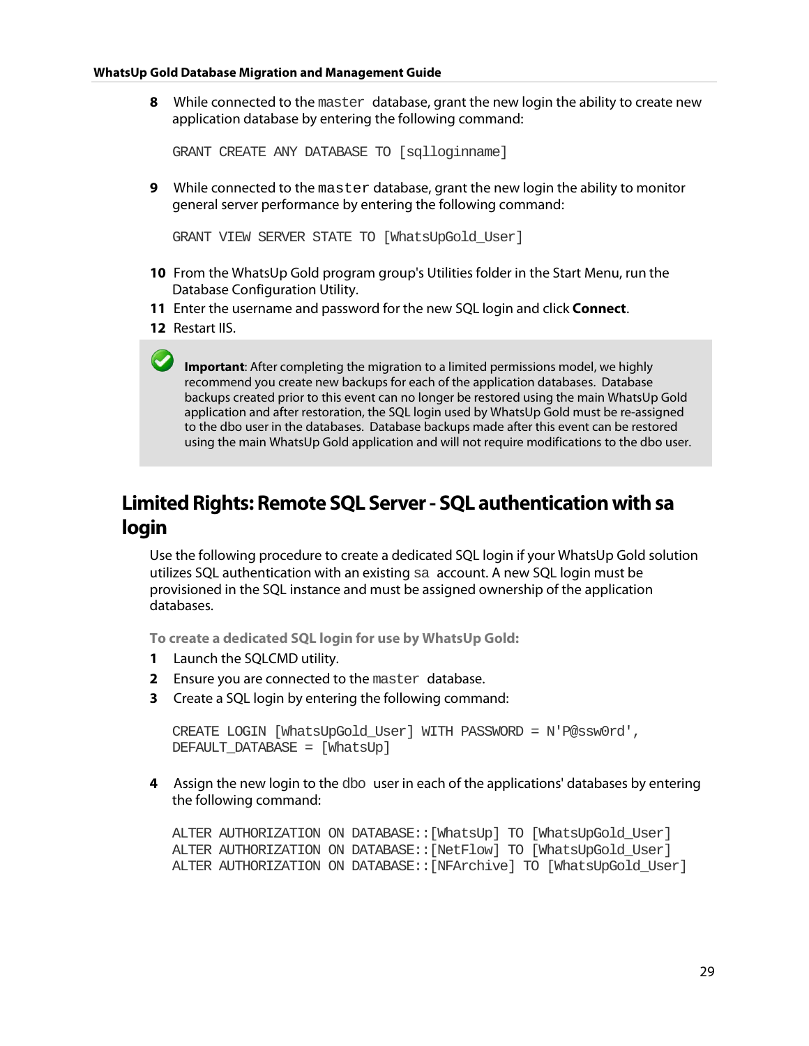8 While connected to the `master` database, grant the new login the ability to create new application database by entering the following command:

```
GRANT CREATE ANY DATABASE TO [sqlloginname]
```

9 While connected to the `master` database, grant the new login the ability to monitor general server performance by entering the following command:

```
GRANT VIEW SERVER STATE TO [WhatsUpGold_User]
```

10 From the WhatsUp Gold program group's Utilities folder in the Start Menu, run the Database Configuration Utility.

11 Enter the username and password for the new SQL login and click **Connect**.

12 Restart IIS.

> **Important**: After completing the migration to a limited permissions model, we highly recommend you create new backups for each of the application databases. Database backups created prior to this event can no longer be restored using the main WhatsUp Gold application and after restoration, the SQL login used by WhatsUp Gold must be re-assigned to the dbo user in the databases. Database backups made after this event can be restored using the main WhatsUp Gold application and will not require modifications to the dbo user.

## Limited Rights: Remote SQL Server - SQL authentication with sa login

Use the following procedure to create a dedicated SQL login if your WhatsUp Gold solution utilizes SQL authentication with an existing `sa` account. A new SQL login must be provisioned in the SQL instance and must be assigned ownership of the application databases.

**To create a dedicated SQL login for use by WhatsUp Gold:**

1 Launch the SQLCMD utility.

2 Ensure you are connected to the `master` database.

3 Create a SQL login by entering the following command:

```
CREATE LOGIN [WhatsUpGold_User] WITH PASSWORD = N'P@ssw0rd',
DEFAULT_DATABASE = [WhatsUp]
```

4 Assign the new login to the `dbo` user in each of the applications' databases by entering the following command:

```
ALTER AUTHORIZATION ON DATABASE::[WhatsUp] TO [WhatsUpGold_User]
ALTER AUTHORIZATION ON DATABASE::[NetFlow] TO [WhatsUpGold_User]
ALTER AUTHORIZATION ON DATABASE::[NFArchive] TO [WhatsUpGold_User]
```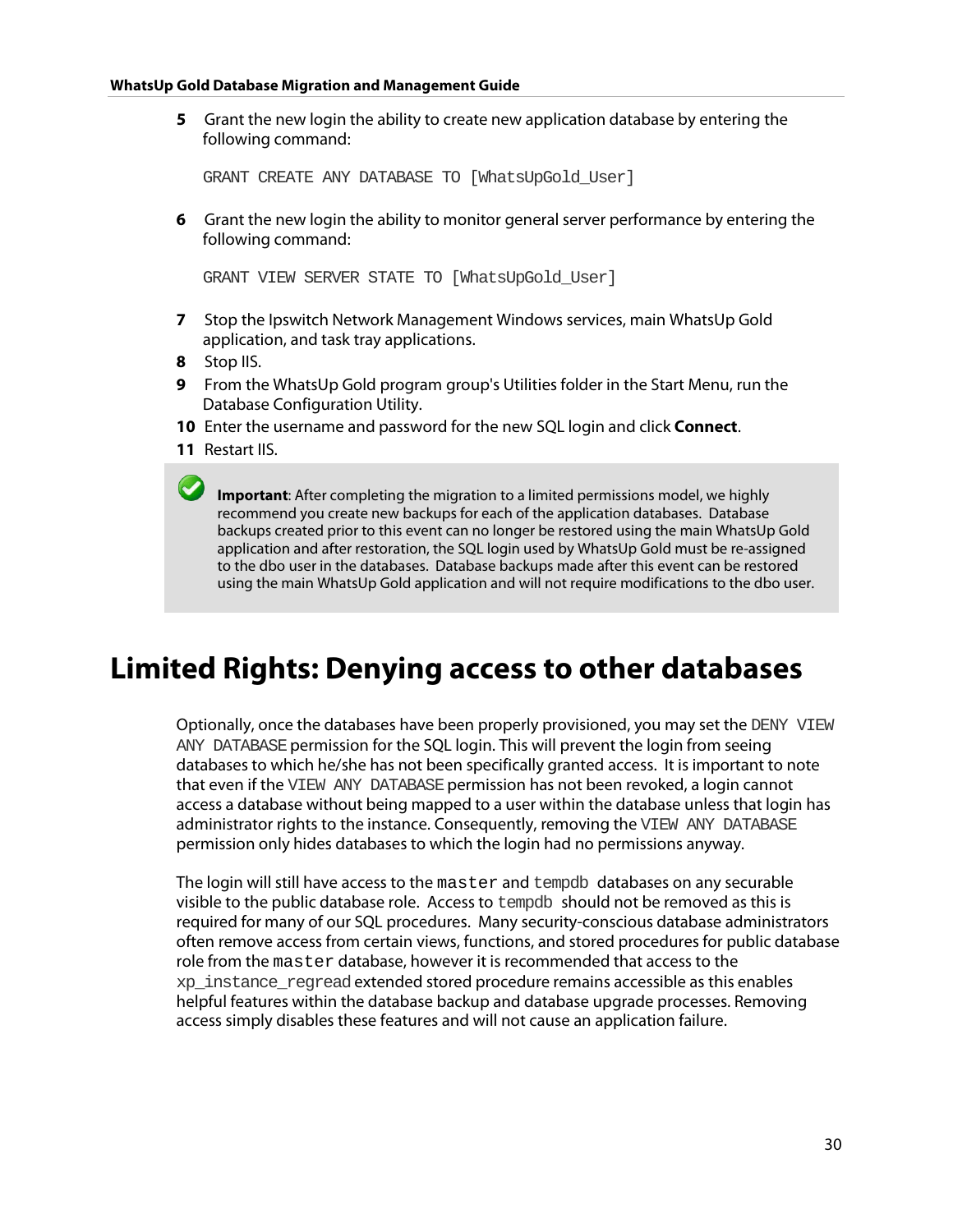5. Grant the new login the ability to create new application database by entering the following command:

```
GRANT CREATE ANY DATABASE TO [WhatsUpGold_User]
```

6. Grant the new login the ability to monitor general server performance by entering the following command:

```
GRANT VIEW SERVER STATE TO [WhatsUpGold_User]
```

7. Stop the Ipswitch Network Management Windows services, main WhatsUp Gold application, and task tray applications.
8. Stop IIS.
9. From the WhatsUp Gold program group's Utilities folder in the Start Menu, run the Database Configuration Utility.
10. Enter the username and password for the new SQL login and click **Connect**.
11. Restart IIS.

> **Important**: After completing the migration to a limited permissions model, we highly recommend you create new backups for each of the application databases. Database backups created prior to this event can no longer be restored using the main WhatsUp Gold application and after restoration, the SQL login used by WhatsUp Gold must be re-assigned to the dbo user in the databases. Database backups made after this event can be restored using the main WhatsUp Gold application and will not require modifications to the dbo user.

# Limited Rights: Denying access to other databases

Optionally, once the databases have been properly provisioned, you may set the `DENY VIEW ANY DATABASE` permission for the SQL login. This will prevent the login from seeing databases to which he/she has not been specifically granted access. It is important to note that even if the `VIEW ANY DATABASE` permission has not been revoked, a login cannot access a database without being mapped to a user within the database unless that login has administrator rights to the instance. Consequently, removing the `VIEW ANY DATABASE` permission only hides databases to which the login had no permissions anyway.

The login will still have access to the `master` and `tempdb` databases on any securable visible to the public database role. Access to `tempdb` should not be removed as this is required for many of our SQL procedures. Many security-conscious database administrators often remove access from certain views, functions, and stored procedures for public database role from the `master` database, however it is recommended that access to the `xp_instance_regread` extended stored procedure remains accessible as this enables helpful features within the database backup and database upgrade processes. Removing access simply disables these features and will not cause an application failure.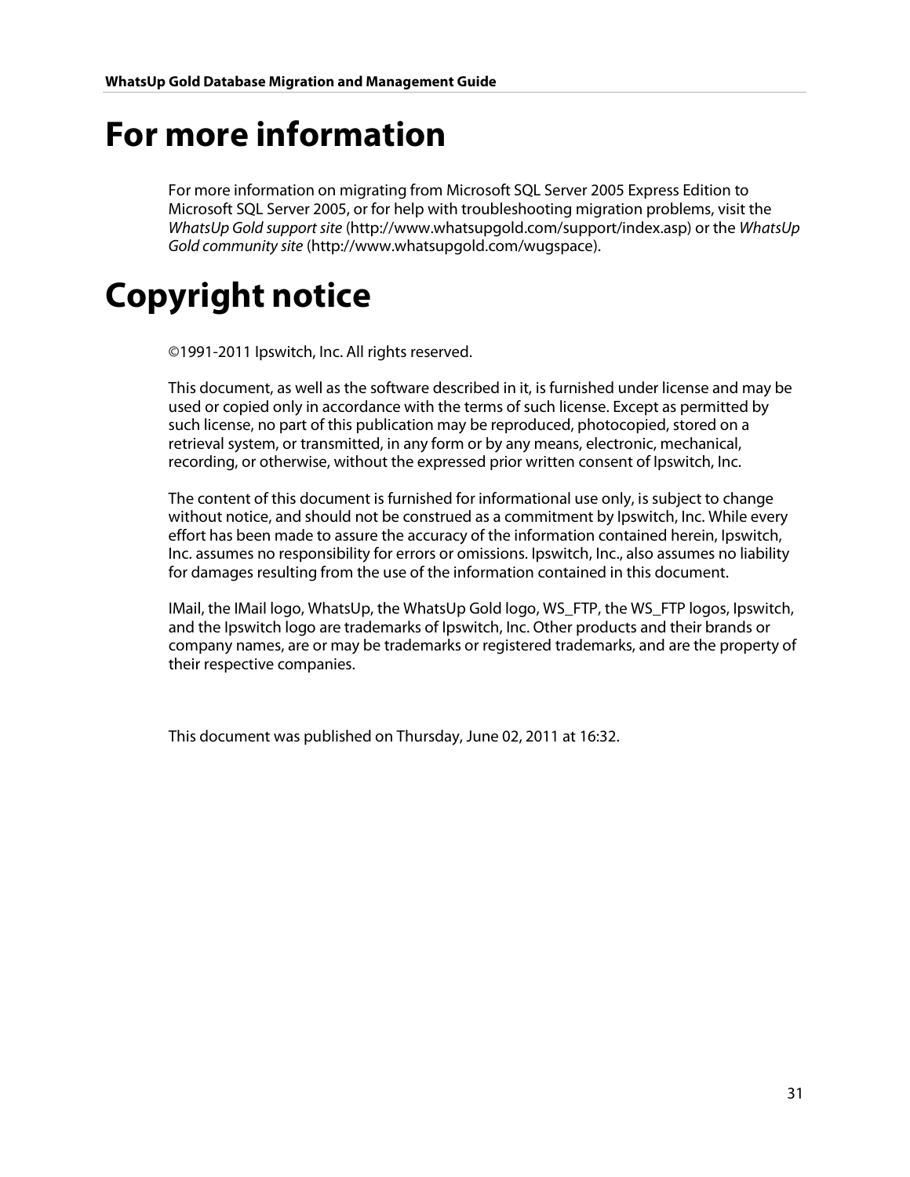# For more information

For more information on migrating from Microsoft SQL Server 2005 Express Edition to Microsoft SQL Server 2005, or for help with troubleshooting migration problems, visit the *WhatsUp Gold support site* (http://www.whatsupgold.com/support/index.asp) or the *WhatsUp Gold community site* (http://www.whatsupgold.com/wugspace).

# Copyright notice

©1991-2011 Ipswitch, Inc. All rights reserved.

This document, as well as the software described in it, is furnished under license and may be used or copied only in accordance with the terms of such license. Except as permitted by such license, no part of this publication may be reproduced, photocopied, stored on a retrieval system, or transmitted, in any form or by any means, electronic, mechanical, recording, or otherwise, without the expressed prior written consent of Ipswitch, Inc.

The content of this document is furnished for informational use only, is subject to change without notice, and should not be construed as a commitment by Ipswitch, Inc. While every effort has been made to assure the accuracy of the information contained herein, Ipswitch, Inc. assumes no responsibility for errors or omissions. Ipswitch, Inc., also assumes no liability for damages resulting from the use of the information contained in this document.

IMail, the IMail logo, WhatsUp, the WhatsUp Gold logo, WS_FTP, the WS_FTP logos, Ipswitch, and the Ipswitch logo are trademarks of Ipswitch, Inc. Other products and their brands or company names, are or may be trademarks or registered trademarks, and are the property of their respective companies.

This document was published on Thursday, June 02, 2011 at 16:32.